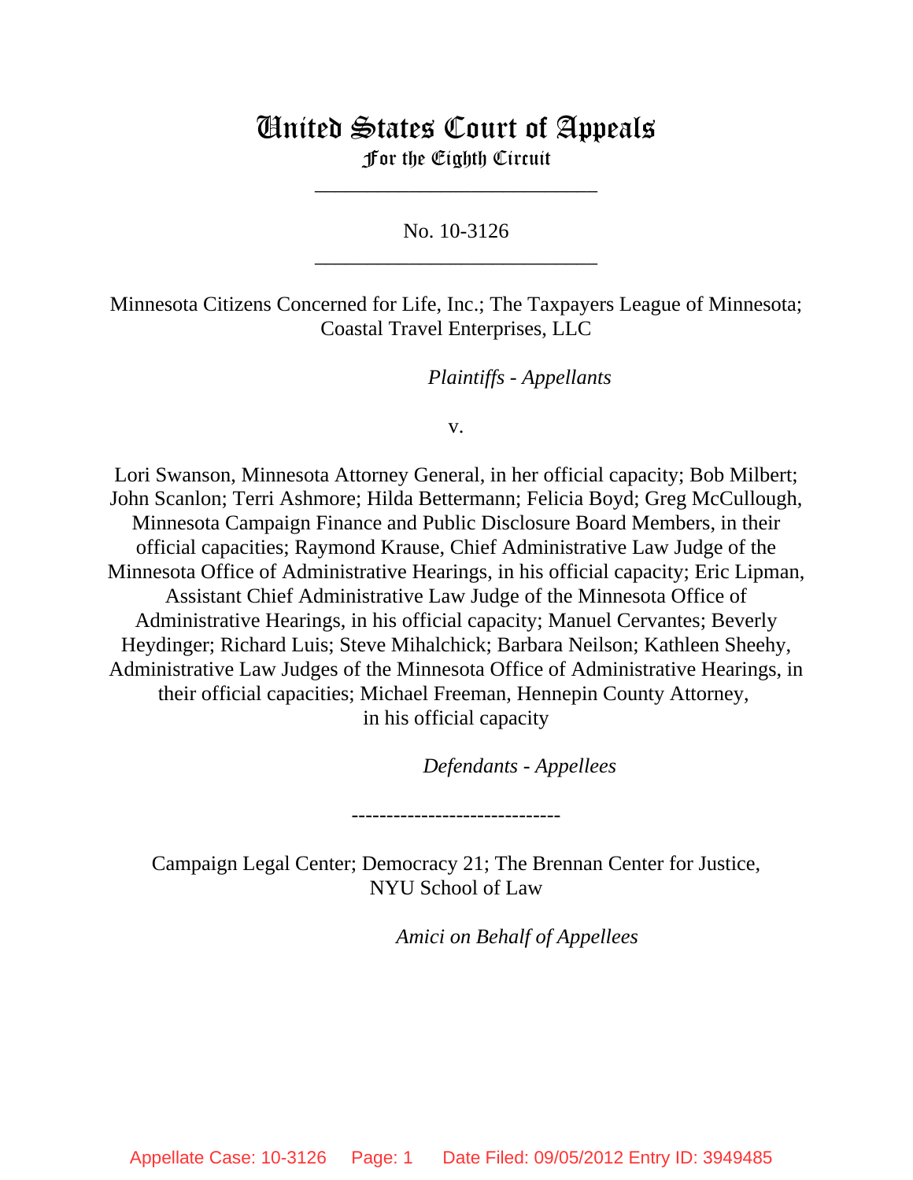# United States Court of Appeals
## For the Eighth Circuit

---

No. 10-3126

---

Minnesota Citizens Concerned for Life, Inc.; The Taxpayers League of Minnesota; Coastal Travel Enterprises, LLC

*Plaintiffs - Appellants*

v.

Lori Swanson, Minnesota Attorney General, in her official capacity; Bob Milbert; John Scanlon; Terri Ashmore; Hilda Bettermann; Felicia Boyd; Greg McCullough, Minnesota Campaign Finance and Public Disclosure Board Members, in their official capacities; Raymond Krause, Chief Administrative Law Judge of the Minnesota Office of Administrative Hearings, in his official capacity; Eric Lipman, Assistant Chief Administrative Law Judge of the Minnesota Office of Administrative Hearings, in his official capacity; Manuel Cervantes; Beverly Heydinger; Richard Luis; Steve Mihalchick; Barbara Neilson; Kathleen Sheehy, Administrative Law Judges of the Minnesota Office of Administrative Hearings, in their official capacities; Michael Freeman, Hennepin County Attorney, in his official capacity

*Defendants - Appellees*

------------------------------

Campaign Legal Center; Democracy 21; The Brennan Center for Justice, NYU School of Law

*Amici on Behalf of Appellees*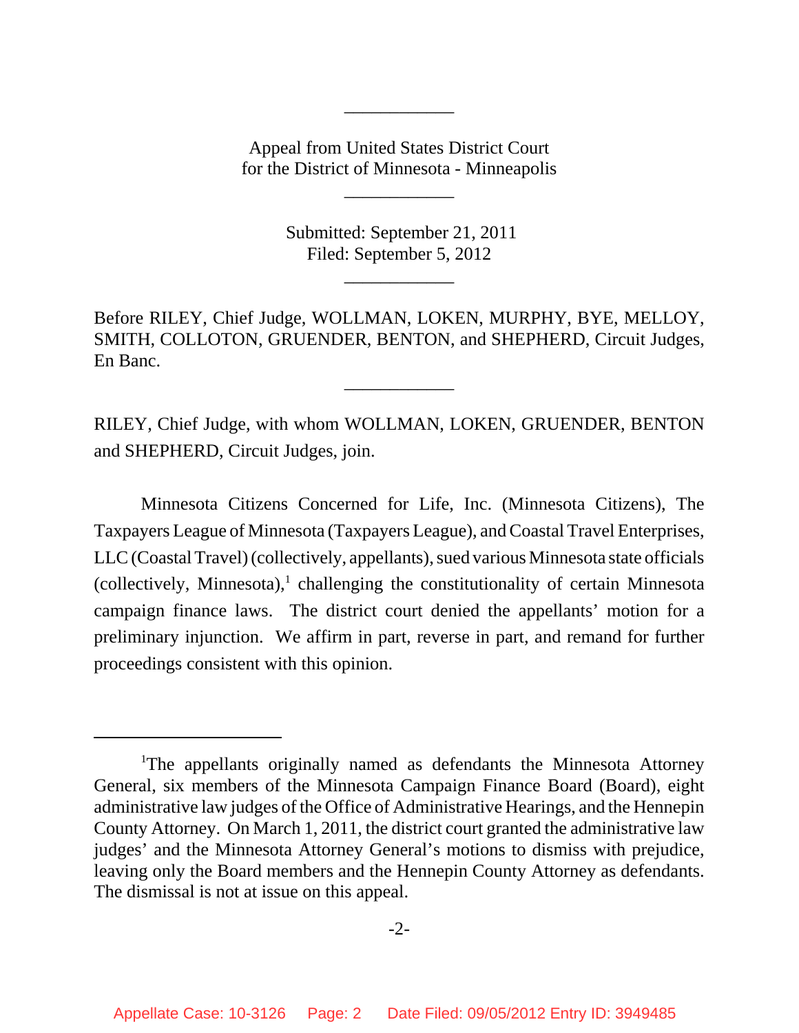Appeal from United States District Court
for the District of Minnesota - Minneapolis

Submitted: September 21, 2011
Filed: September 5, 2012

Before RILEY, Chief Judge, WOLLMAN, LOKEN, MURPHY, BYE, MELLOY, SMITH, COLLOTON, GRUENDER, BENTON, and SHEPHERD, Circuit Judges, En Banc.

RILEY, Chief Judge, with whom WOLLMAN, LOKEN, GRUENDER, BENTON and SHEPHERD, Circuit Judges, join.

Minnesota Citizens Concerned for Life, Inc. (Minnesota Citizens), The Taxpayers League of Minnesota (Taxpayers League), and Coastal Travel Enterprises, LLC (Coastal Travel) (collectively, appellants), sued various Minnesota state officials (collectively, Minnesota),[1] challenging the constitutionality of certain Minnesota campaign finance laws. The district court denied the appellants' motion for a preliminary injunction. We affirm in part, reverse in part, and remand for further proceedings consistent with this opinion.

[1]The appellants originally named as defendants the Minnesota Attorney General, six members of the Minnesota Campaign Finance Board (Board), eight administrative law judges of the Office of Administrative Hearings, and the Hennepin County Attorney. On March 1, 2011, the district court granted the administrative law judges' and the Minnesota Attorney General's motions to dismiss with prejudice, leaving only the Board members and the Hennepin County Attorney as defendants. The dismissal is not at issue on this appeal.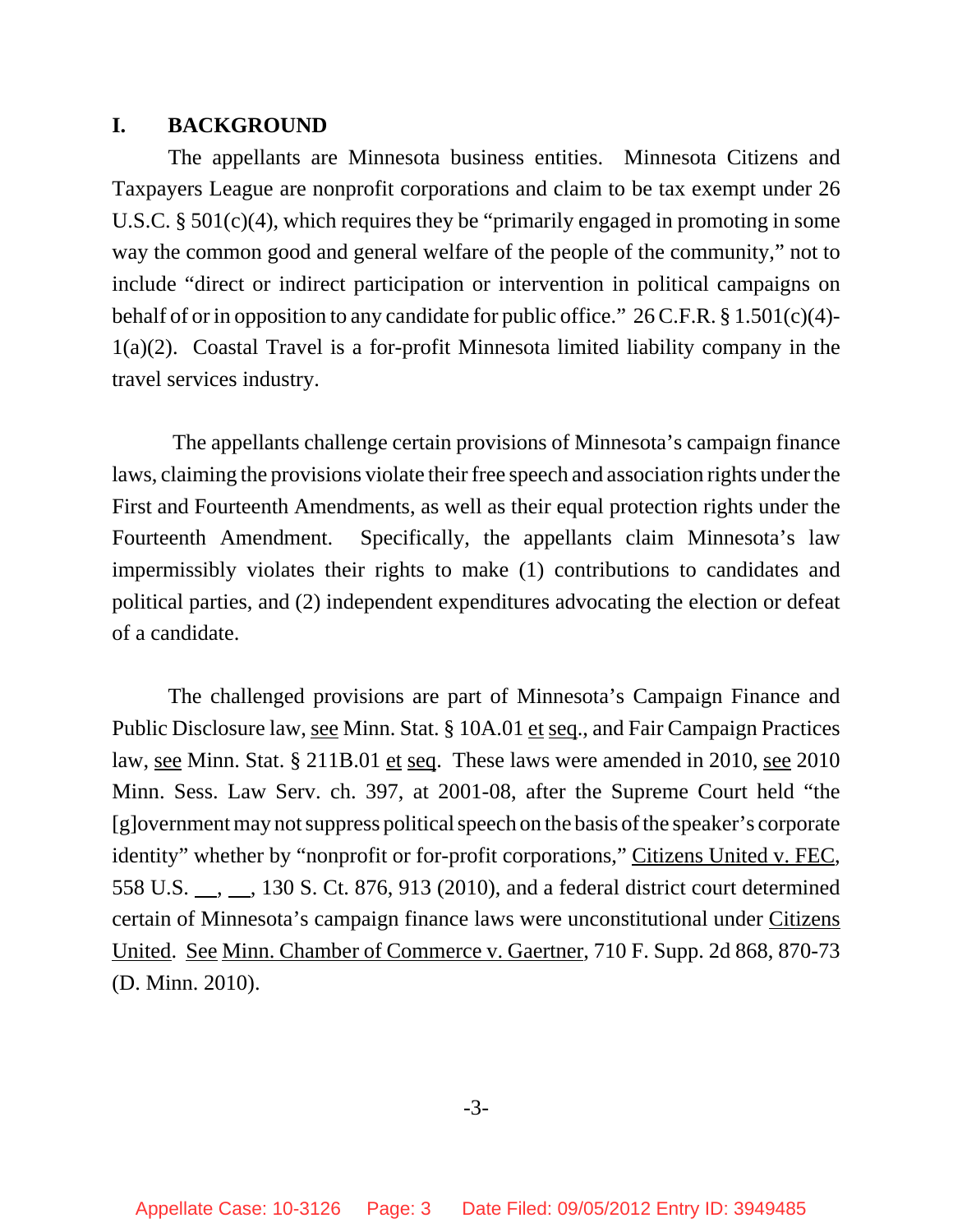## I. BACKGROUND

The appellants are Minnesota business entities. Minnesota Citizens and Taxpayers League are nonprofit corporations and claim to be tax exempt under 26 U.S.C. § 501(c)(4), which requires they be "primarily engaged in promoting in some way the common good and general welfare of the people of the community," not to include "direct or indirect participation or intervention in political campaigns on behalf of or in opposition to any candidate for public office." 26 C.F.R. § 1.501(c)(4)-1(a)(2). Coastal Travel is a for-profit Minnesota limited liability company in the travel services industry.

The appellants challenge certain provisions of Minnesota's campaign finance laws, claiming the provisions violate their free speech and association rights under the First and Fourteenth Amendments, as well as their equal protection rights under the Fourteenth Amendment. Specifically, the appellants claim Minnesota's law impermissibly violates their rights to make (1) contributions to candidates and political parties, and (2) independent expenditures advocating the election or defeat of a candidate.

The challenged provisions are part of Minnesota's Campaign Finance and Public Disclosure law, see Minn. Stat. § 10A.01 et seq., and Fair Campaign Practices law, see Minn. Stat. § 211B.01 et seq. These laws were amended in 2010, see 2010 Minn. Sess. Law Serv. ch. 397, at 2001-08, after the Supreme Court held "the [g]overnment may not suppress political speech on the basis of the speaker's corporate identity" whether by "nonprofit or for-profit corporations," Citizens United v. FEC, 558 U.S. __, __, 130 S. Ct. 876, 913 (2010), and a federal district court determined certain of Minnesota's campaign finance laws were unconstitutional under Citizens United. See Minn. Chamber of Commerce v. Gaertner, 710 F. Supp. 2d 868, 870-73 (D. Minn. 2010).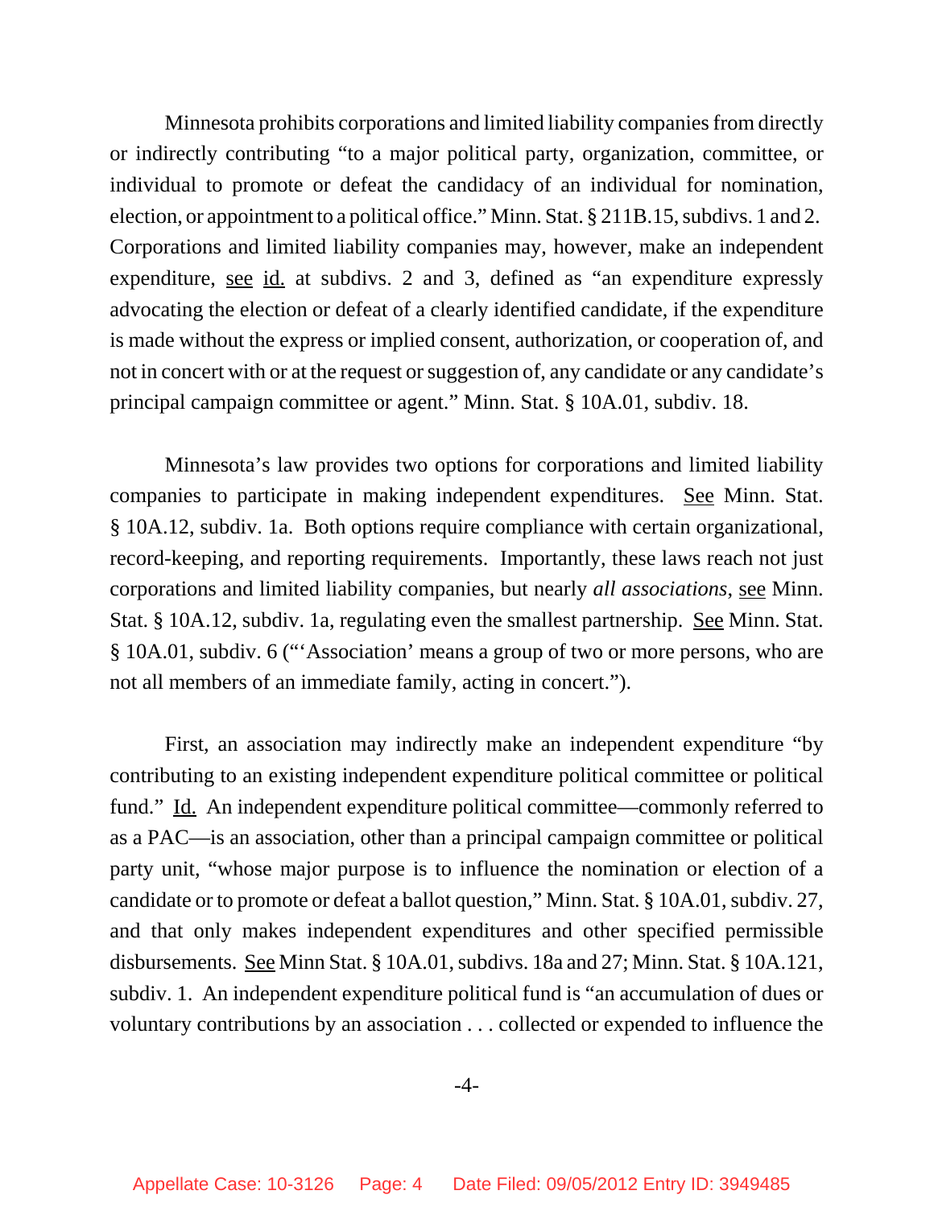Minnesota prohibits corporations and limited liability companies from directly or indirectly contributing "to a major political party, organization, committee, or individual to promote or defeat the candidacy of an individual for nomination, election, or appointment to a political office." Minn. Stat. § 211B.15, subdivs. 1 and 2. Corporations and limited liability companies may, however, make an independent expenditure, see id. at subdivs. 2 and 3, defined as "an expenditure expressly advocating the election or defeat of a clearly identified candidate, if the expenditure is made without the express or implied consent, authorization, or cooperation of, and not in concert with or at the request or suggestion of, any candidate or any candidate's principal campaign committee or agent." Minn. Stat. § 10A.01, subdiv. 18.

Minnesota's law provides two options for corporations and limited liability companies to participate in making independent expenditures. See Minn. Stat. § 10A.12, subdiv. 1a. Both options require compliance with certain organizational, record-keeping, and reporting requirements. Importantly, these laws reach not just corporations and limited liability companies, but nearly *all associations*, see Minn. Stat. § 10A.12, subdiv. 1a, regulating even the smallest partnership. See Minn. Stat. § 10A.01, subdiv. 6 ("'Association' means a group of two or more persons, who are not all members of an immediate family, acting in concert.").

First, an association may indirectly make an independent expenditure "by contributing to an existing independent expenditure political committee or political fund." Id. An independent expenditure political committee—commonly referred to as a PAC—is an association, other than a principal campaign committee or political party unit, "whose major purpose is to influence the nomination or election of a candidate or to promote or defeat a ballot question," Minn. Stat. § 10A.01, subdiv. 27, and that only makes independent expenditures and other specified permissible disbursements. See Minn Stat. § 10A.01, subdivs. 18a and 27; Minn. Stat. § 10A.121, subdiv. 1. An independent expenditure political fund is "an accumulation of dues or voluntary contributions by an association . . . collected or expended to influence the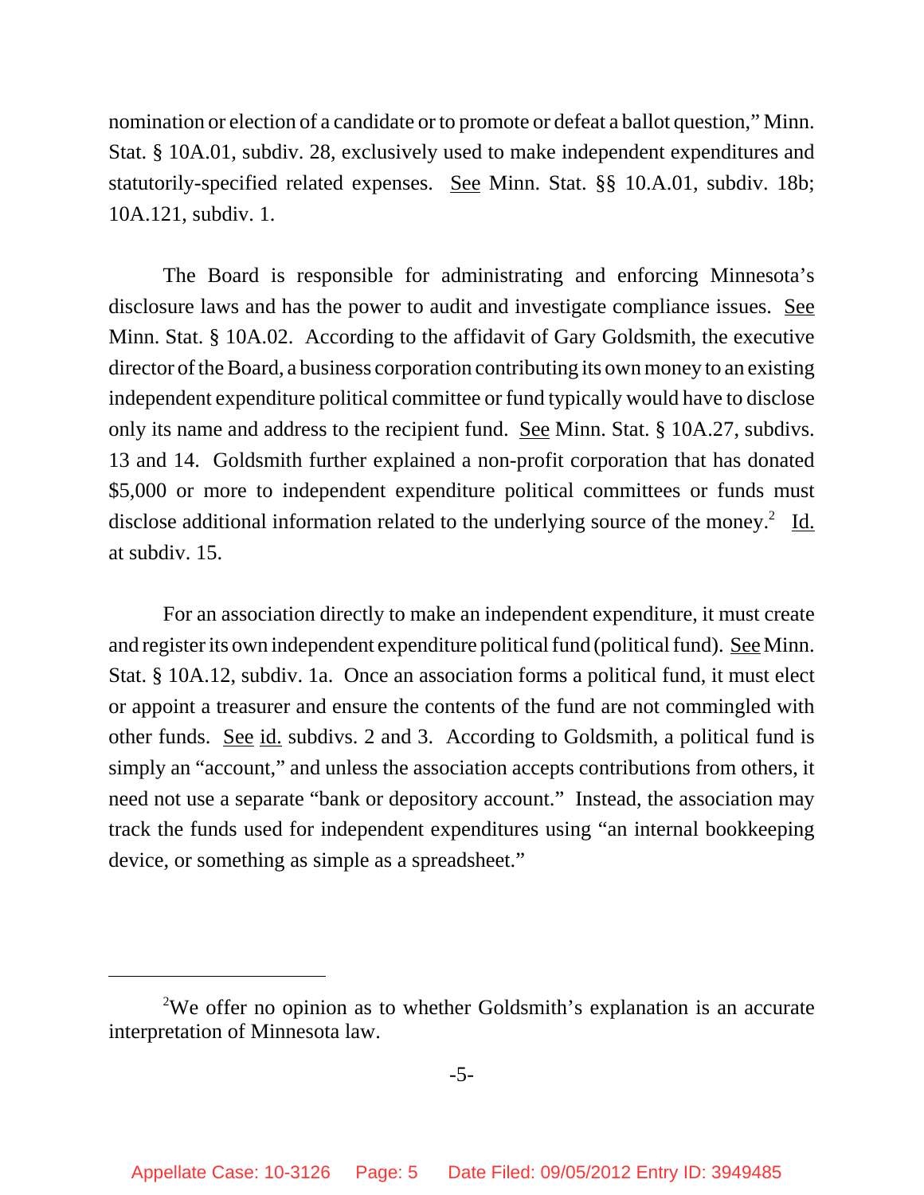nomination or election of a candidate or to promote or defeat a ballot question," Minn. Stat. § 10A.01, subdiv. 28, exclusively used to make independent expenditures and statutorily-specified related expenses. See Minn. Stat. §§ 10.A.01, subdiv. 18b; 10A.121, subdiv. 1.

The Board is responsible for administrating and enforcing Minnesota's disclosure laws and has the power to audit and investigate compliance issues. See Minn. Stat. § 10A.02. According to the affidavit of Gary Goldsmith, the executive director of the Board, a business corporation contributing its own money to an existing independent expenditure political committee or fund typically would have to disclose only its name and address to the recipient fund. See Minn. Stat. § 10A.27, subdivs. 13 and 14. Goldsmith further explained a non-profit corporation that has donated $5,000 or more to independent expenditure political committees or funds must disclose additional information related to the underlying source of the money.[2] Id. at subdiv. 15.

For an association directly to make an independent expenditure, it must create and register its own independent expenditure political fund (political fund). See Minn. Stat. § 10A.12, subdiv. 1a. Once an association forms a political fund, it must elect or appoint a treasurer and ensure the contents of the fund are not commingled with other funds. See id. subdivs. 2 and 3. According to Goldsmith, a political fund is simply an "account," and unless the association accepts contributions from others, it need not use a separate "bank or depository account." Instead, the association may track the funds used for independent expenditures using "an internal bookkeeping device, or something as simple as a spreadsheet."

---

[2]We offer no opinion as to whether Goldsmith's explanation is an accurate interpretation of Minnesota law.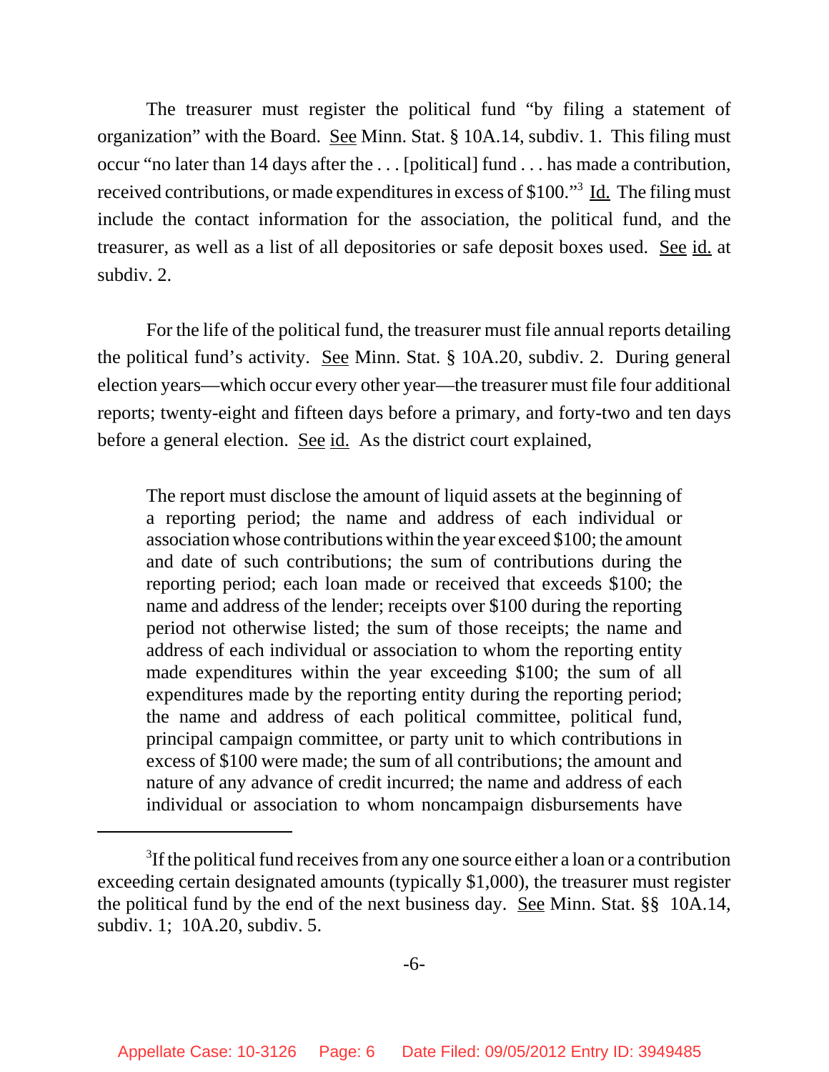The treasurer must register the political fund "by filing a statement of organization" with the Board. See Minn. Stat. § 10A.14, subdiv. 1. This filing must occur "no later than 14 days after the . . . [political] fund . . . has made a contribution, received contributions, or made expenditures in excess of $100."[3] Id. The filing must include the contact information for the association, the political fund, and the treasurer, as well as a list of all depositories or safe deposit boxes used. See id. at subdiv. 2.

For the life of the political fund, the treasurer must file annual reports detailing the political fund's activity. See Minn. Stat. § 10A.20, subdiv. 2. During general election years—which occur every other year—the treasurer must file four additional reports; twenty-eight and fifteen days before a primary, and forty-two and ten days before a general election. See id. As the district court explained,

> The report must disclose the amount of liquid assets at the beginning of a reporting period; the name and address of each individual or association whose contributions within the year exceed $100; the amount and date of such contributions; the sum of contributions during the reporting period; each loan made or received that exceeds $100; the name and address of the lender; receipts over $100 during the reporting period not otherwise listed; the sum of those receipts; the name and address of each individual or association to whom the reporting entity made expenditures within the year exceeding $100; the sum of all expenditures made by the reporting entity during the reporting period; the name and address of each political committee, political fund, principal campaign committee, or party unit to which contributions in excess of $100 were made; the sum of all contributions; the amount and nature of any advance of credit incurred; the name and address of each individual or association to whom noncampaign disbursements have

---

[3] If the political fund receives from any one source either a loan or a contribution exceeding certain designated amounts (typically $1,000), the treasurer must register the political fund by the end of the next business day. See Minn. Stat. §§ 10A.14, subdiv. 1; 10A.20, subdiv. 5.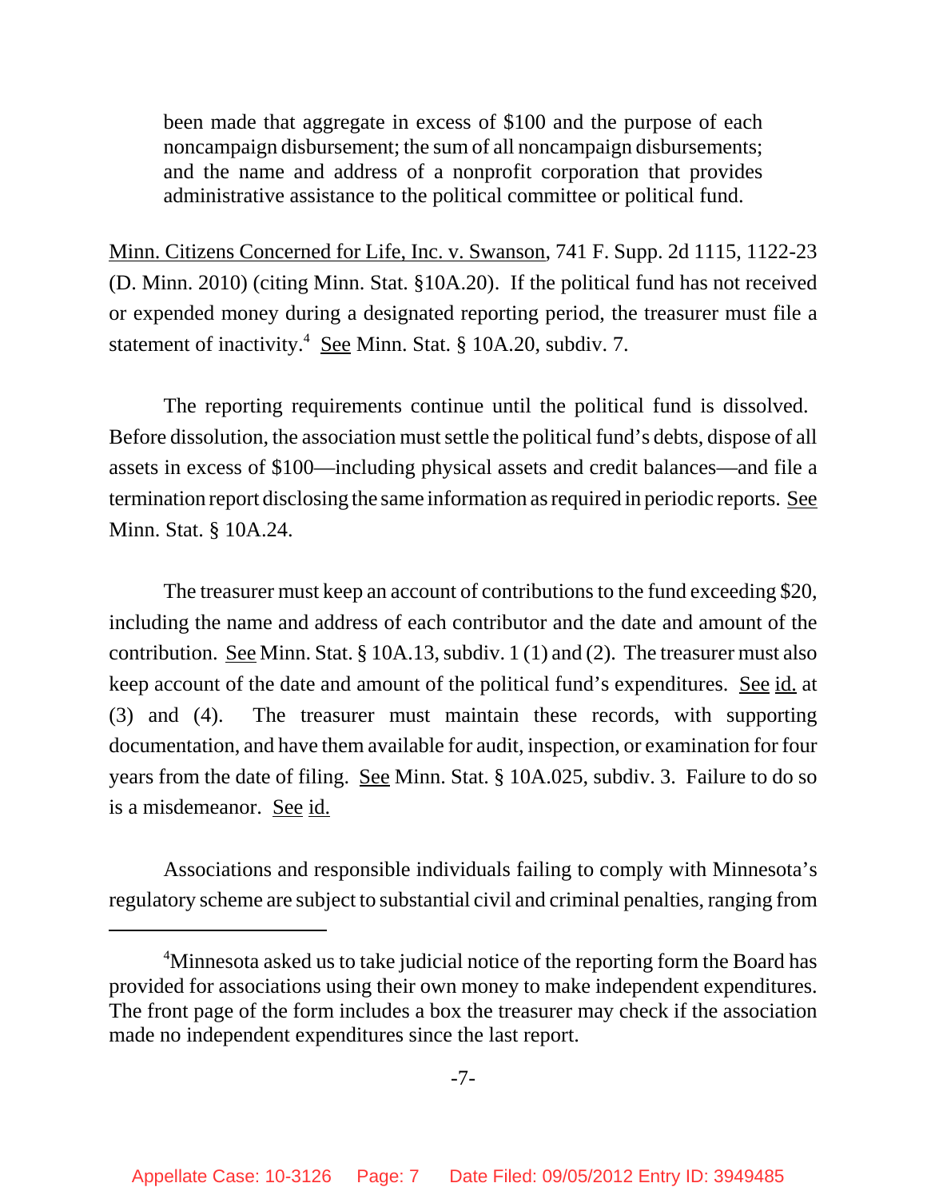> been made that aggregate in excess of $100 and the purpose of each noncampaign disbursement; the sum of all noncampaign disbursements; and the name and address of a nonprofit corporation that provides administrative assistance to the political committee or political fund.

Minn. Citizens Concerned for Life, Inc. v. Swanson, 741 F. Supp. 2d 1115, 1122-23 (D. Minn. 2010) (citing Minn. Stat. §10A.20). If the political fund has not received or expended money during a designated reporting period, the treasurer must file a statement of inactivity.[4] See Minn. Stat. § 10A.20, subdiv. 7.

The reporting requirements continue until the political fund is dissolved. Before dissolution, the association must settle the political fund's debts, dispose of all assets in excess of $100—including physical assets and credit balances—and file a termination report disclosing the same information as required in periodic reports. See Minn. Stat. § 10A.24.

The treasurer must keep an account of contributions to the fund exceeding $20, including the name and address of each contributor and the date and amount of the contribution. See Minn. Stat. § 10A.13, subdiv. 1 (1) and (2). The treasurer must also keep account of the date and amount of the political fund's expenditures. See id. at (3) and (4). The treasurer must maintain these records, with supporting documentation, and have them available for audit, inspection, or examination for four years from the date of filing. See Minn. Stat. § 10A.025, subdiv. 3. Failure to do so is a misdemeanor. See id.

Associations and responsible individuals failing to comply with Minnesota's regulatory scheme are subject to substantial civil and criminal penalties, ranging from

---

[4] Minnesota asked us to take judicial notice of the reporting form the Board has provided for associations using their own money to make independent expenditures. The front page of the form includes a box the treasurer may check if the association made no independent expenditures since the last report.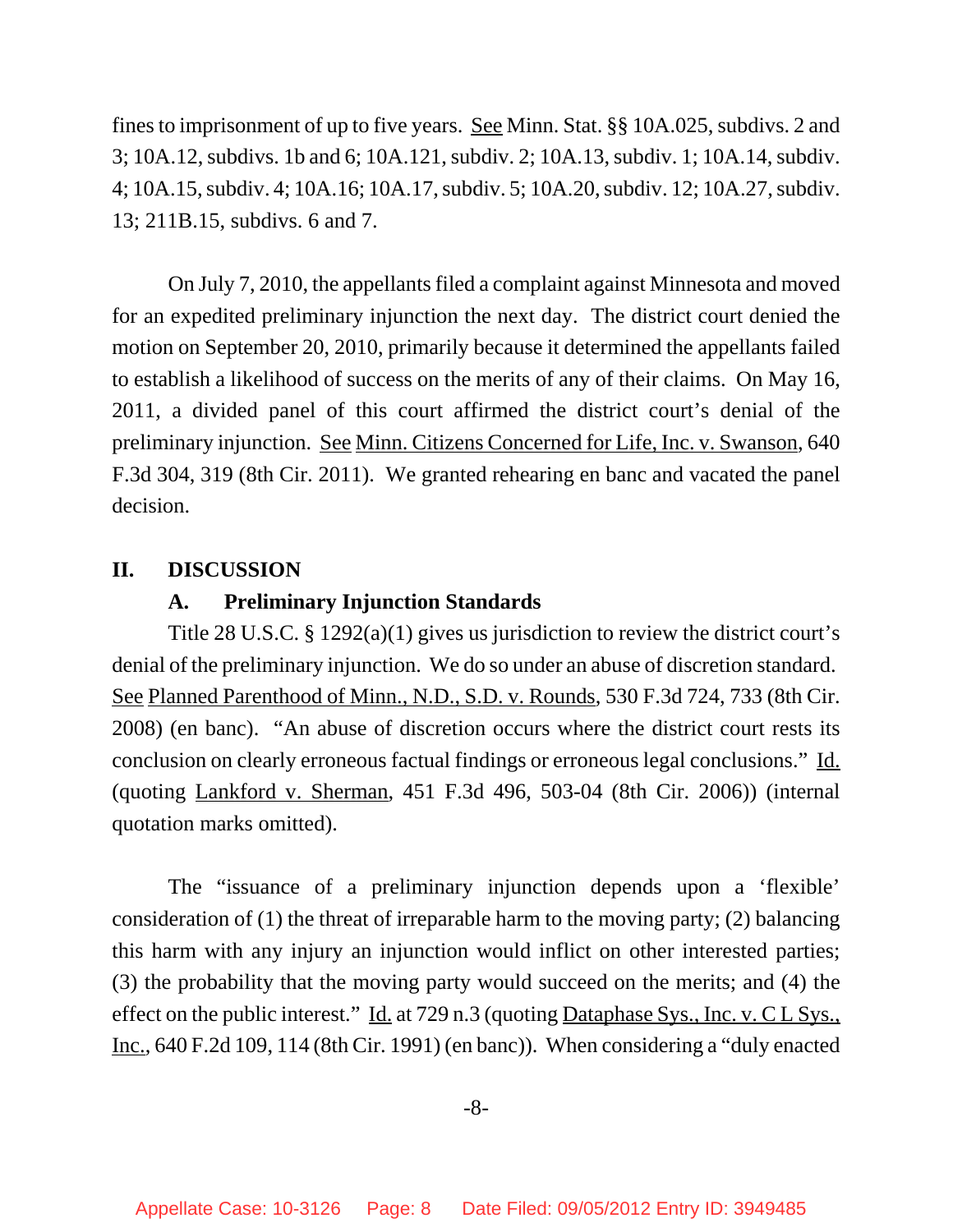fines to imprisonment of up to five years. See Minn. Stat. §§ 10A.025, subdivs. 2 and 3; 10A.12, subdivs. 1b and 6; 10A.121, subdiv. 2; 10A.13, subdiv. 1; 10A.14, subdiv. 4; 10A.15, subdiv. 4; 10A.16; 10A.17, subdiv. 5; 10A.20, subdiv. 12; 10A.27, subdiv. 13; 211B.15, subdivs. 6 and 7.

On July 7, 2010, the appellants filed a complaint against Minnesota and moved for an expedited preliminary injunction the next day. The district court denied the motion on September 20, 2010, primarily because it determined the appellants failed to establish a likelihood of success on the merits of any of their claims. On May 16, 2011, a divided panel of this court affirmed the district court's denial of the preliminary injunction. See Minn. Citizens Concerned for Life, Inc. v. Swanson, 640 F.3d 304, 319 (8th Cir. 2011). We granted rehearing en banc and vacated the panel decision.

## II. DISCUSSION

### A. Preliminary Injunction Standards

Title 28 U.S.C. § 1292(a)(1) gives us jurisdiction to review the district court's denial of the preliminary injunction. We do so under an abuse of discretion standard. See Planned Parenthood of Minn., N.D., S.D. v. Rounds, 530 F.3d 724, 733 (8th Cir. 2008) (en banc). "An abuse of discretion occurs where the district court rests its conclusion on clearly erroneous factual findings or erroneous legal conclusions." Id. (quoting Lankford v. Sherman, 451 F.3d 496, 503-04 (8th Cir. 2006)) (internal quotation marks omitted).

The "issuance of a preliminary injunction depends upon a 'flexible' consideration of (1) the threat of irreparable harm to the moving party; (2) balancing this harm with any injury an injunction would inflict on other interested parties; (3) the probability that the moving party would succeed on the merits; and (4) the effect on the public interest." Id. at 729 n.3 (quoting Dataphase Sys., Inc. v. C L Sys., Inc., 640 F.2d 109, 114 (8th Cir. 1991) (en banc)). When considering a "duly enacted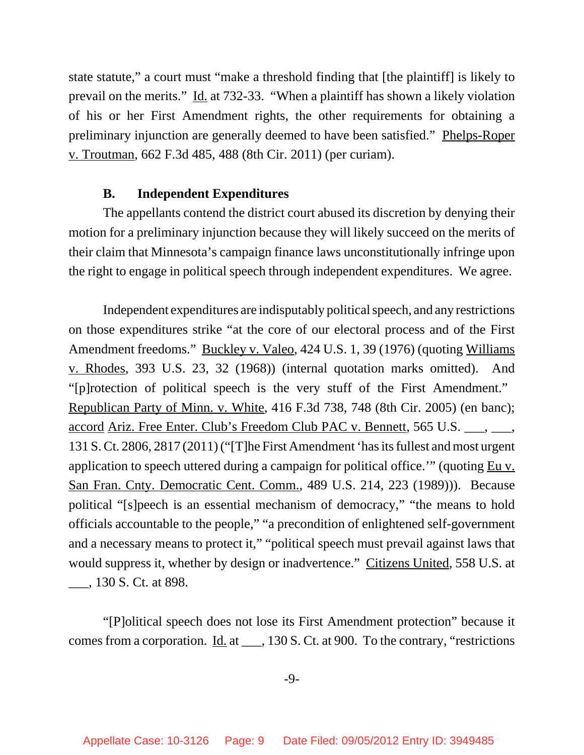state statute," a court must "make a threshold finding that [the plaintiff] is likely to prevail on the merits." Id. at 732-33. "When a plaintiff has shown a likely violation of his or her First Amendment rights, the other requirements for obtaining a preliminary injunction are generally deemed to have been satisfied." Phelps-Roper v. Troutman, 662 F.3d 485, 488 (8th Cir. 2011) (per curiam).

### B. Independent Expenditures

The appellants contend the district court abused its discretion by denying their motion for a preliminary injunction because they will likely succeed on the merits of their claim that Minnesota's campaign finance laws unconstitutionally infringe upon the right to engage in political speech through independent expenditures. We agree.

Independent expenditures are indisputably political speech, and any restrictions on those expenditures strike "at the core of our electoral process and of the First Amendment freedoms." Buckley v. Valeo, 424 U.S. 1, 39 (1976) (quoting Williams v. Rhodes, 393 U.S. 23, 32 (1968)) (internal quotation marks omitted). And "[p]rotection of political speech is the very stuff of the First Amendment." Republican Party of Minn. v. White, 416 F.3d 738, 748 (8th Cir. 2005) (en banc); accord Ariz. Free Enter. Club's Freedom Club PAC v. Bennett, 565 U.S. ___, ___, 131 S. Ct. 2806, 2817 (2011) ("[T]he First Amendment 'has its fullest and most urgent application to speech uttered during a campaign for political office.'" (quoting Eu v. San Fran. Cnty. Democratic Cent. Comm., 489 U.S. 214, 223 (1989))). Because political "[s]peech is an essential mechanism of democracy," "the means to hold officials accountable to the people," "a precondition of enlightened self-government and a necessary means to protect it," "political speech must prevail against laws that would suppress it, whether by design or inadvertence." Citizens United, 558 U.S. at ___, 130 S. Ct. at 898.

"[P]olitical speech does not lose its First Amendment protection" because it comes from a corporation. Id. at ___, 130 S. Ct. at 900. To the contrary, "restrictions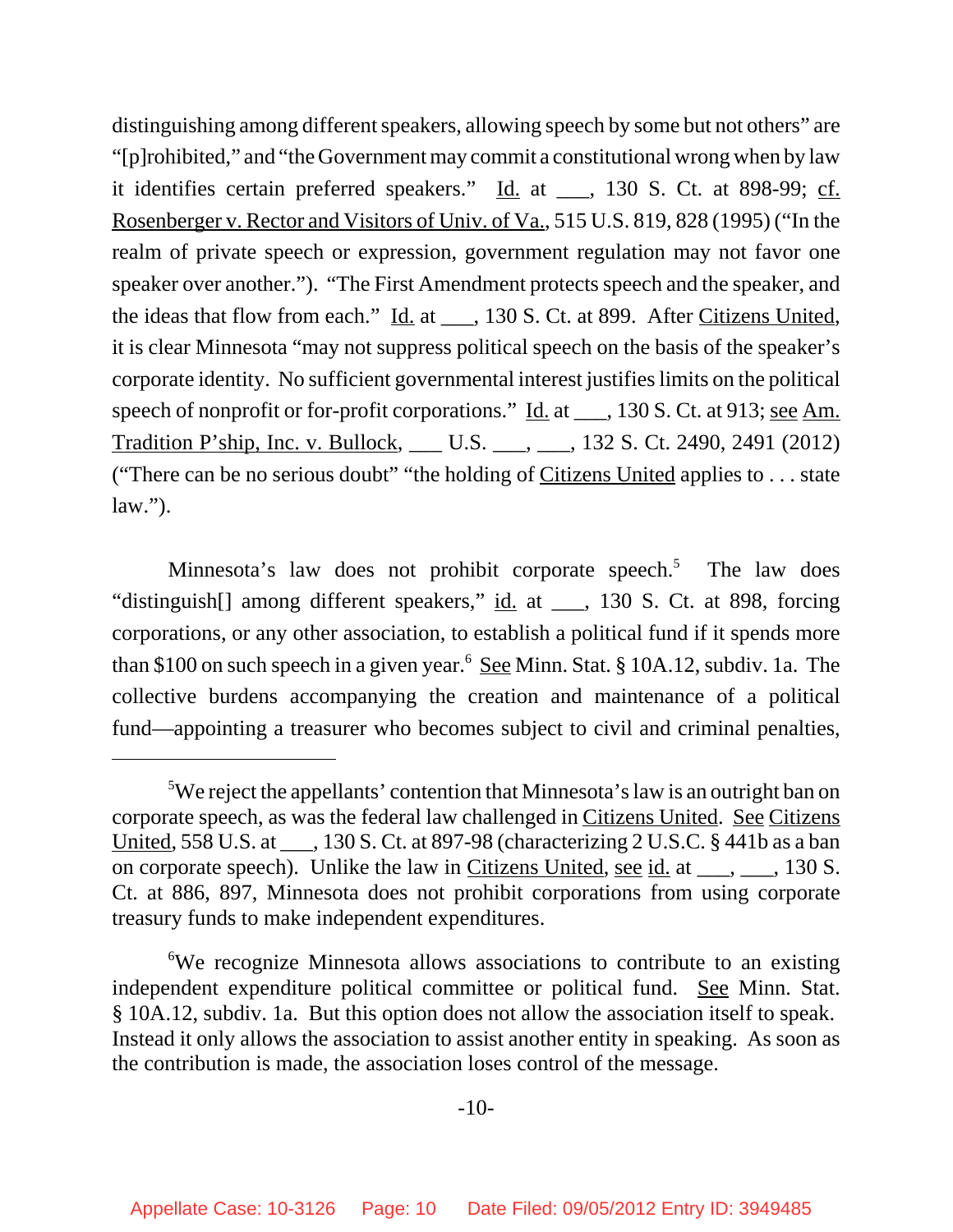distinguishing among different speakers, allowing speech by some but not others" are "[p]rohibited," and "the Government may commit a constitutional wrong when by law it identifies certain preferred speakers." Id. at ___, 130 S. Ct. at 898-99; cf. Rosenberger v. Rector and Visitors of Univ. of Va., 515 U.S. 819, 828 (1995) ("In the realm of private speech or expression, government regulation may not favor one speaker over another."). "The First Amendment protects speech and the speaker, and the ideas that flow from each." Id. at ___, 130 S. Ct. at 899. After Citizens United, it is clear Minnesota "may not suppress political speech on the basis of the speaker's corporate identity. No sufficient governmental interest justifies limits on the political speech of nonprofit or for-profit corporations." Id. at ___, 130 S. Ct. at 913; see Am. Tradition P'ship, Inc. v. Bullock, ___ U.S. ___, ___, 132 S. Ct. 2490, 2491 (2012) ("There can be no serious doubt" "the holding of Citizens United applies to . . . state law.").

Minnesota's law does not prohibit corporate speech.[5] The law does "distinguish[] among different speakers," id. at ___, 130 S. Ct. at 898, forcing corporations, or any other association, to establish a political fund if it spends more than $100 on such speech in a given year.[6] See Minn. Stat. § 10A.12, subdiv. 1a. The collective burdens accompanying the creation and maintenance of a political fund—appointing a treasurer who becomes subject to civil and criminal penalties,

---

[5]We reject the appellants' contention that Minnesota's law is an outright ban on corporate speech, as was the federal law challenged in Citizens United. See Citizens United, 558 U.S. at ___, 130 S. Ct. at 897-98 (characterizing 2 U.S.C. § 441b as a ban on corporate speech). Unlike the law in Citizens United, see id. at ___, ___, 130 S. Ct. at 886, 897, Minnesota does not prohibit corporations from using corporate treasury funds to make independent expenditures.

[6]We recognize Minnesota allows associations to contribute to an existing independent expenditure political committee or political fund. See Minn. Stat. § 10A.12, subdiv. 1a. But this option does not allow the association itself to speak. Instead it only allows the association to assist another entity in speaking. As soon as the contribution is made, the association loses control of the message.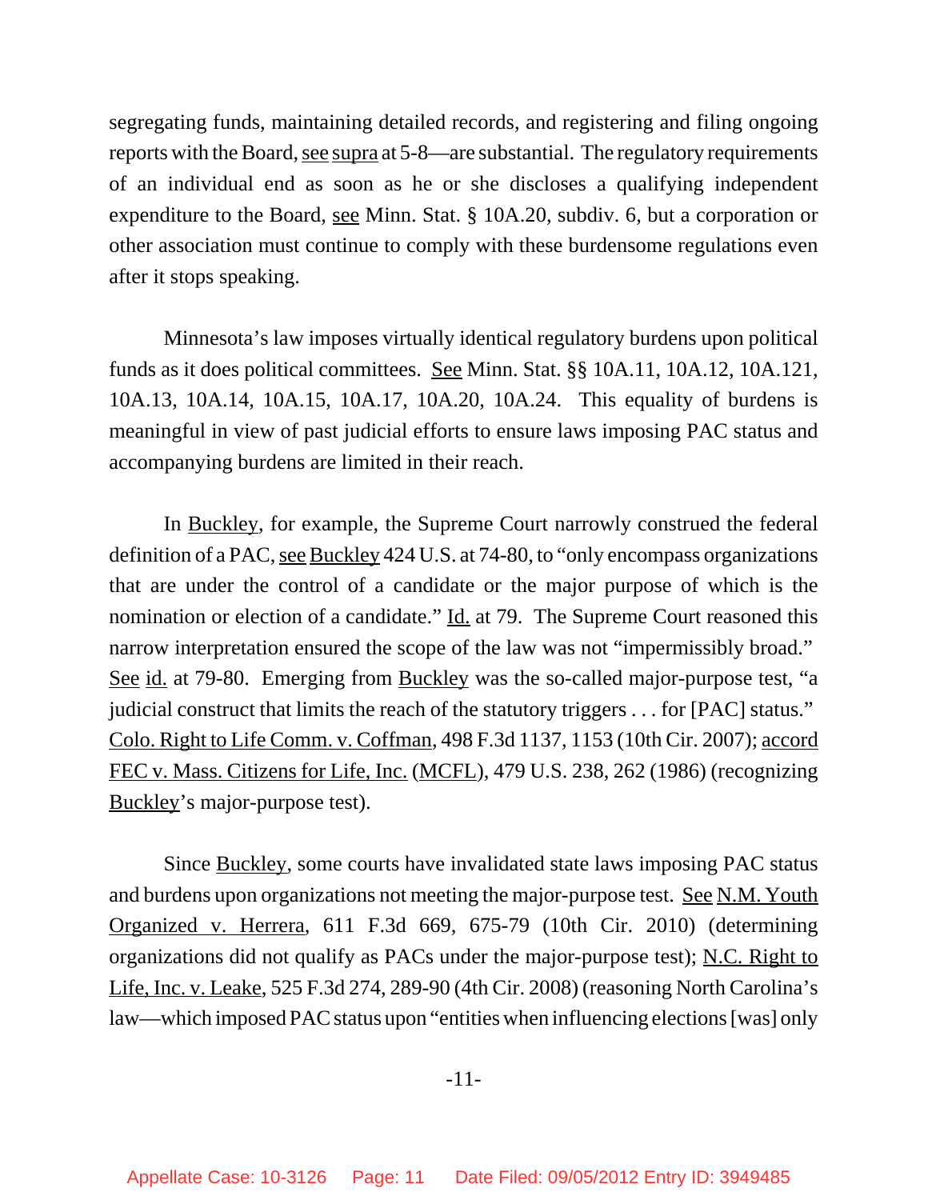segregating funds, maintaining detailed records, and registering and filing ongoing reports with the Board, see supra at 5-8—are substantial. The regulatory requirements of an individual end as soon as he or she discloses a qualifying independent expenditure to the Board, see Minn. Stat. § 10A.20, subdiv. 6, but a corporation or other association must continue to comply with these burdensome regulations even after it stops speaking.

Minnesota's law imposes virtually identical regulatory burdens upon political funds as it does political committees. See Minn. Stat. §§ 10A.11, 10A.12, 10A.121, 10A.13, 10A.14, 10A.15, 10A.17, 10A.20, 10A.24. This equality of burdens is meaningful in view of past judicial efforts to ensure laws imposing PAC status and accompanying burdens are limited in their reach.

In Buckley, for example, the Supreme Court narrowly construed the federal definition of a PAC, see Buckley 424 U.S. at 74-80, to "only encompass organizations that are under the control of a candidate or the major purpose of which is the nomination or election of a candidate." Id. at 79. The Supreme Court reasoned this narrow interpretation ensured the scope of the law was not "impermissibly broad." See id. at 79-80. Emerging from Buckley was the so-called major-purpose test, "a judicial construct that limits the reach of the statutory triggers . . . for [PAC] status." Colo. Right to Life Comm. v. Coffman, 498 F.3d 1137, 1153 (10th Cir. 2007); accord FEC v. Mass. Citizens for Life, Inc. (MCFL), 479 U.S. 238, 262 (1986) (recognizing Buckley's major-purpose test).

Since Buckley, some courts have invalidated state laws imposing PAC status and burdens upon organizations not meeting the major-purpose test. See N.M. Youth Organized v. Herrera, 611 F.3d 669, 675-79 (10th Cir. 2010) (determining organizations did not qualify as PACs under the major-purpose test); N.C. Right to Life, Inc. v. Leake, 525 F.3d 274, 289-90 (4th Cir. 2008) (reasoning North Carolina's law—which imposed PAC status upon "entities when influencing elections [was] only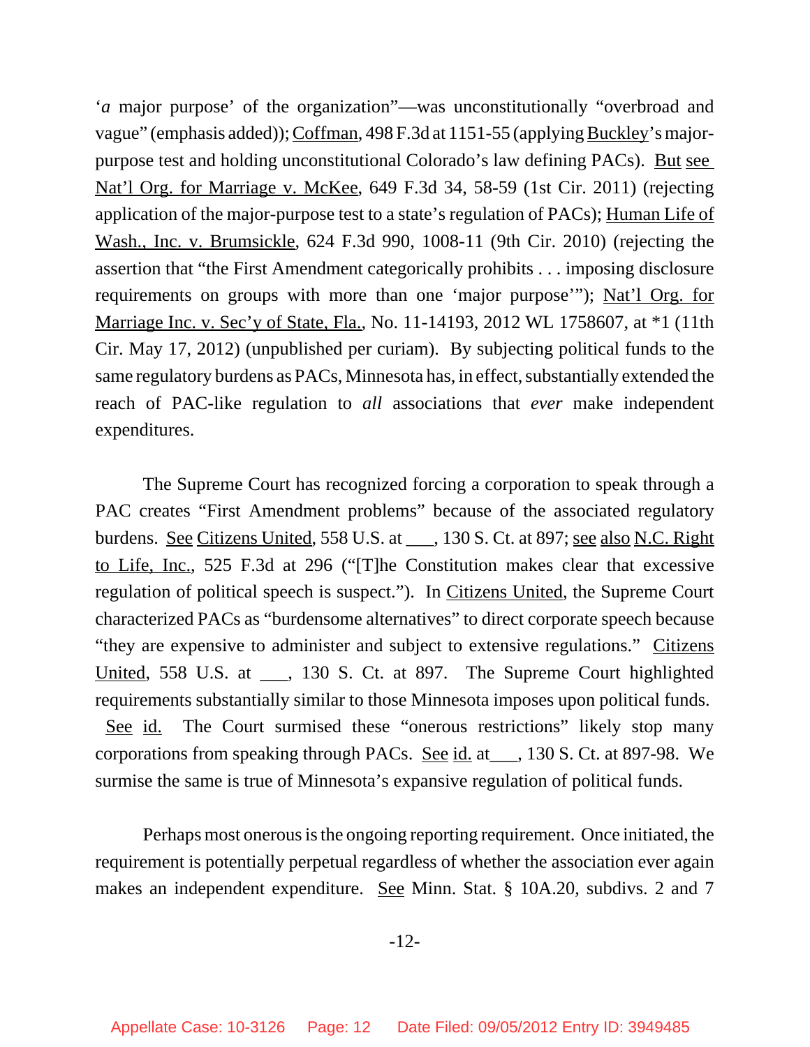'*a* major purpose' of the organization"—was unconstitutionally "overbroad and vague" (emphasis added)); Coffman, 498 F.3d at 1151-55 (applying Buckley's major-purpose test and holding unconstitutional Colorado's law defining PACs). But see Nat'l Org. for Marriage v. McKee, 649 F.3d 34, 58-59 (1st Cir. 2011) (rejecting application of the major-purpose test to a state's regulation of PACs); Human Life of Wash., Inc. v. Brumsickle, 624 F.3d 990, 1008-11 (9th Cir. 2010) (rejecting the assertion that "the First Amendment categorically prohibits . . . imposing disclosure requirements on groups with more than one 'major purpose'"); Nat'l Org. for Marriage Inc. v. Sec'y of State, Fla., No. 11-14193, 2012 WL 1758607, at *1 (11th Cir. May 17, 2012) (unpublished per curiam). By subjecting political funds to the same regulatory burdens as PACs, Minnesota has, in effect, substantially extended the reach of PAC-like regulation to *all* associations that *ever* make independent expenditures.

The Supreme Court has recognized forcing a corporation to speak through a PAC creates "First Amendment problems" because of the associated regulatory burdens. See Citizens United, 558 U.S. at ___, 130 S. Ct. at 897; see also N.C. Right to Life, Inc., 525 F.3d at 296 ("[T]he Constitution makes clear that excessive regulation of political speech is suspect."). In Citizens United, the Supreme Court characterized PACs as "burdensome alternatives" to direct corporate speech because "they are expensive to administer and subject to extensive regulations." Citizens United, 558 U.S. at ___, 130 S. Ct. at 897. The Supreme Court highlighted requirements substantially similar to those Minnesota imposes upon political funds. See id. The Court surmised these "onerous restrictions" likely stop many corporations from speaking through PACs. See id. at___, 130 S. Ct. at 897-98. We surmise the same is true of Minnesota's expansive regulation of political funds.

Perhaps most onerous is the ongoing reporting requirement. Once initiated, the requirement is potentially perpetual regardless of whether the association ever again makes an independent expenditure. See Minn. Stat. § 10A.20, subdivs. 2 and 7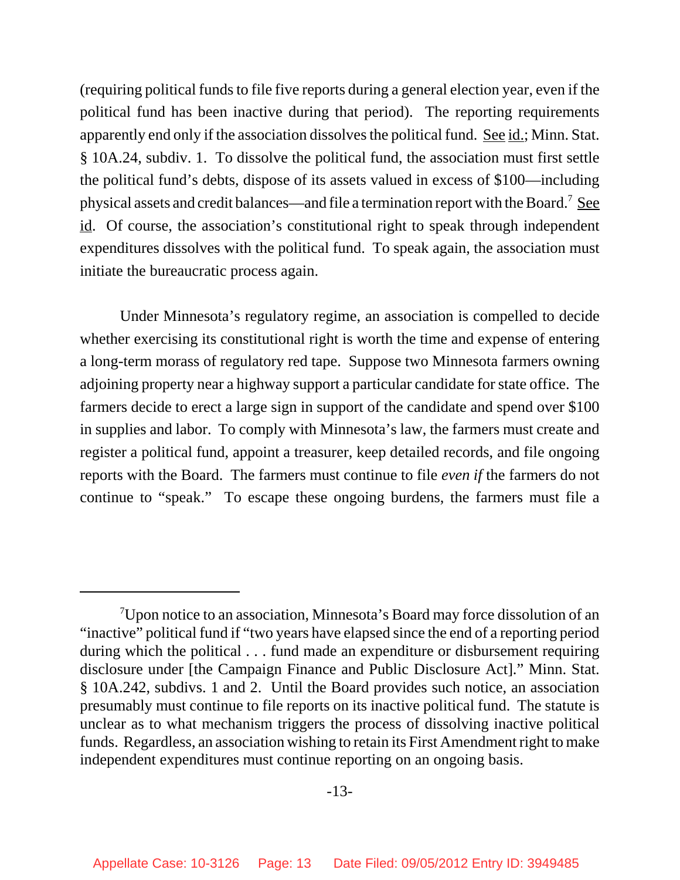(requiring political funds to file five reports during a general election year, even if the political fund has been inactive during that period). The reporting requirements apparently end only if the association dissolves the political fund. See id.; Minn. Stat. § 10A.24, subdiv. 1. To dissolve the political fund, the association must first settle the political fund's debts, dispose of its assets valued in excess of $100—including physical assets and credit balances—and file a termination report with the Board.[7] See id. Of course, the association's constitutional right to speak through independent expenditures dissolves with the political fund. To speak again, the association must initiate the bureaucratic process again.

Under Minnesota's regulatory regime, an association is compelled to decide whether exercising its constitutional right is worth the time and expense of entering a long-term morass of regulatory red tape. Suppose two Minnesota farmers owning adjoining property near a highway support a particular candidate for state office. The farmers decide to erect a large sign in support of the candidate and spend over $100 in supplies and labor. To comply with Minnesota's law, the farmers must create and register a political fund, appoint a treasurer, keep detailed records, and file ongoing reports with the Board. The farmers must continue to file *even if* the farmers do not continue to "speak." To escape these ongoing burdens, the farmers must file a

---

[7]Upon notice to an association, Minnesota's Board may force dissolution of an "inactive" political fund if "two years have elapsed since the end of a reporting period during which the political . . . fund made an expenditure or disbursement requiring disclosure under [the Campaign Finance and Public Disclosure Act]." Minn. Stat. § 10A.242, subdivs. 1 and 2. Until the Board provides such notice, an association presumably must continue to file reports on its inactive political fund. The statute is unclear as to what mechanism triggers the process of dissolving inactive political funds. Regardless, an association wishing to retain its First Amendment right to make independent expenditures must continue reporting on an ongoing basis.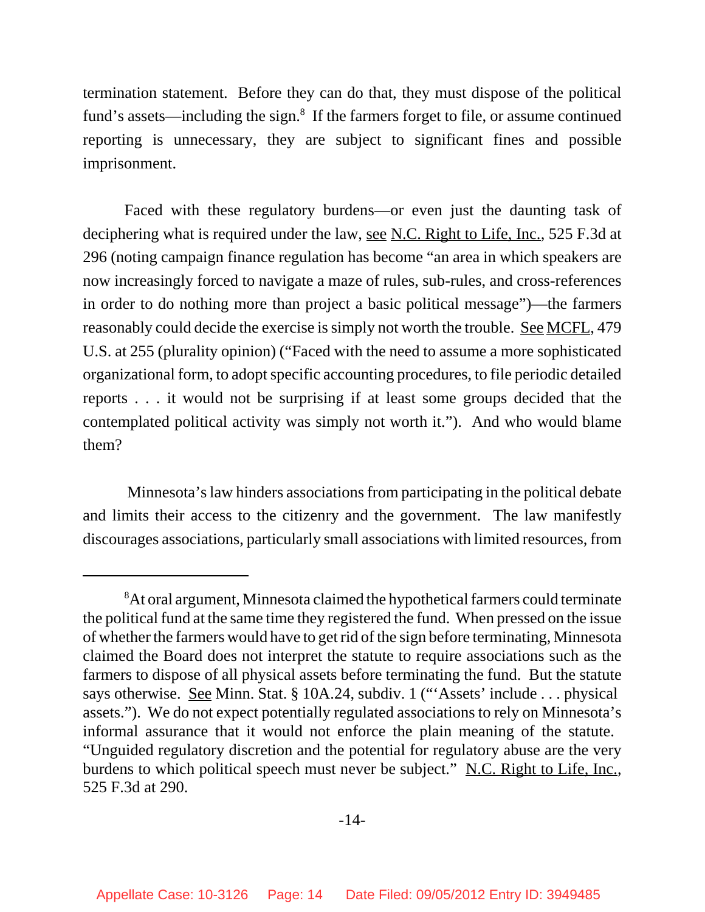termination statement. Before they can do that, they must dispose of the political fund's assets—including the sign.[8] If the farmers forget to file, or assume continued reporting is unnecessary, they are subject to significant fines and possible imprisonment.

Faced with these regulatory burdens—or even just the daunting task of deciphering what is required under the law, see N.C. Right to Life, Inc., 525 F.3d at 296 (noting campaign finance regulation has become "an area in which speakers are now increasingly forced to navigate a maze of rules, sub-rules, and cross-references in order to do nothing more than project a basic political message")—the farmers reasonably could decide the exercise is simply not worth the trouble. See MCFL, 479 U.S. at 255 (plurality opinion) ("Faced with the need to assume a more sophisticated organizational form, to adopt specific accounting procedures, to file periodic detailed reports . . . it would not be surprising if at least some groups decided that the contemplated political activity was simply not worth it."). And who would blame them?

Minnesota's law hinders associations from participating in the political debate and limits their access to the citizenry and the government. The law manifestly discourages associations, particularly small associations with limited resources, from

---

[8] At oral argument, Minnesota claimed the hypothetical farmers could terminate the political fund at the same time they registered the fund. When pressed on the issue of whether the farmers would have to get rid of the sign before terminating, Minnesota claimed the Board does not interpret the statute to require associations such as the farmers to dispose of all physical assets before terminating the fund. But the statute says otherwise. See Minn. Stat. § 10A.24, subdiv. 1 ("'Assets' include . . . physical assets."). We do not expect potentially regulated associations to rely on Minnesota's informal assurance that it would not enforce the plain meaning of the statute. "Unguided regulatory discretion and the potential for regulatory abuse are the very burdens to which political speech must never be subject." N.C. Right to Life, Inc., 525 F.3d at 290.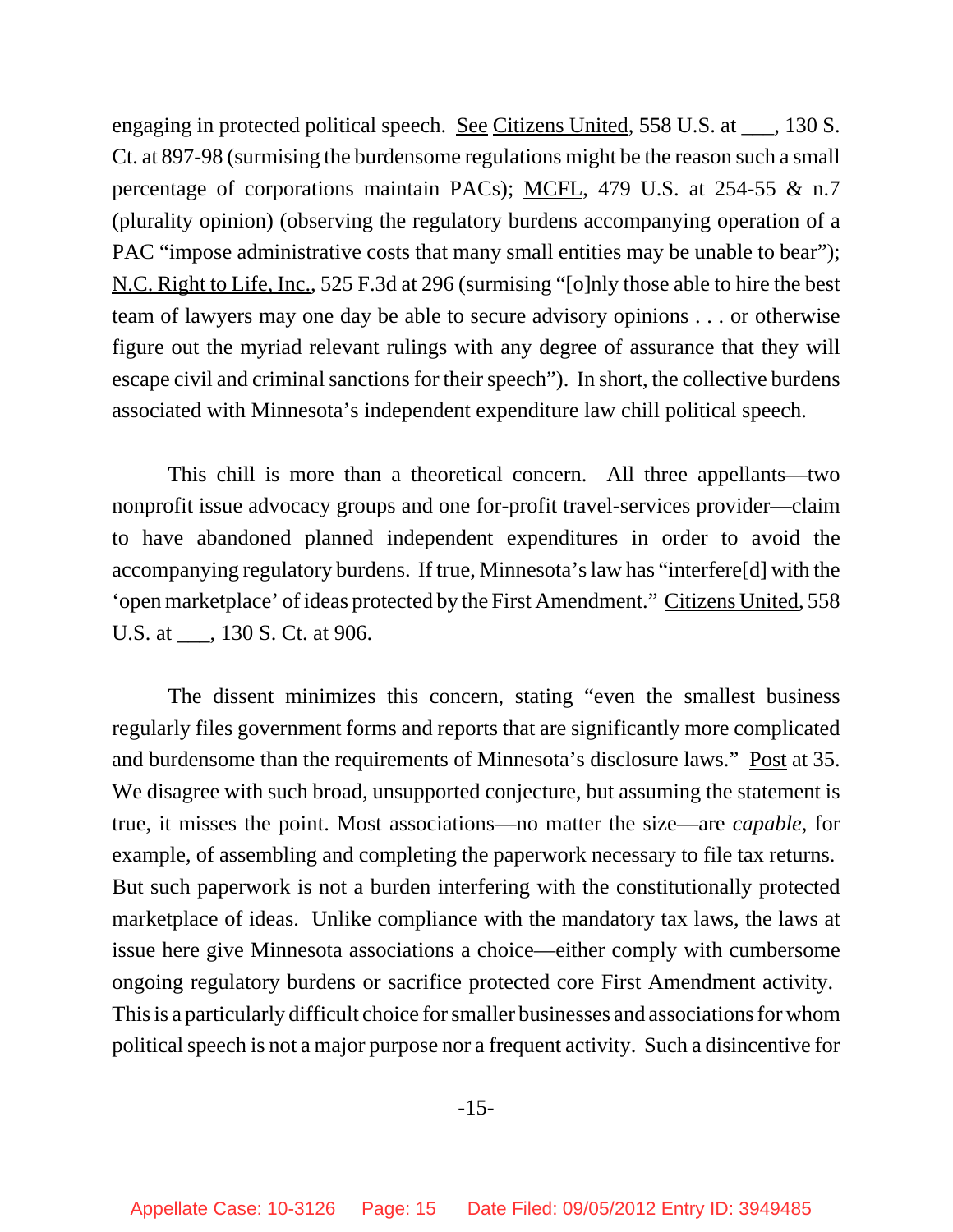engaging in protected political speech. See Citizens United, 558 U.S. at ___, 130 S. Ct. at 897-98 (surmising the burdensome regulations might be the reason such a small percentage of corporations maintain PACs); MCFL, 479 U.S. at 254-55 & n.7 (plurality opinion) (observing the regulatory burdens accompanying operation of a PAC "impose administrative costs that many small entities may be unable to bear"); N.C. Right to Life, Inc., 525 F.3d at 296 (surmising "[o]nly those able to hire the best team of lawyers may one day be able to secure advisory opinions . . . or otherwise figure out the myriad relevant rulings with any degree of assurance that they will escape civil and criminal sanctions for their speech"). In short, the collective burdens associated with Minnesota's independent expenditure law chill political speech.

This chill is more than a theoretical concern. All three appellants—two nonprofit issue advocacy groups and one for-profit travel-services provider—claim to have abandoned planned independent expenditures in order to avoid the accompanying regulatory burdens. If true, Minnesota's law has "interfere[d] with the 'open marketplace' of ideas protected by the First Amendment." Citizens United, 558 U.S. at ___, 130 S. Ct. at 906.

The dissent minimizes this concern, stating "even the smallest business regularly files government forms and reports that are significantly more complicated and burdensome than the requirements of Minnesota's disclosure laws." Post at 35. We disagree with such broad, unsupported conjecture, but assuming the statement is true, it misses the point. Most associations—no matter the size—are *capable*, for example, of assembling and completing the paperwork necessary to file tax returns. But such paperwork is not a burden interfering with the constitutionally protected marketplace of ideas. Unlike compliance with the mandatory tax laws, the laws at issue here give Minnesota associations a choice—either comply with cumbersome ongoing regulatory burdens or sacrifice protected core First Amendment activity. This is a particularly difficult choice for smaller businesses and associations for whom political speech is not a major purpose nor a frequent activity. Such a disincentive for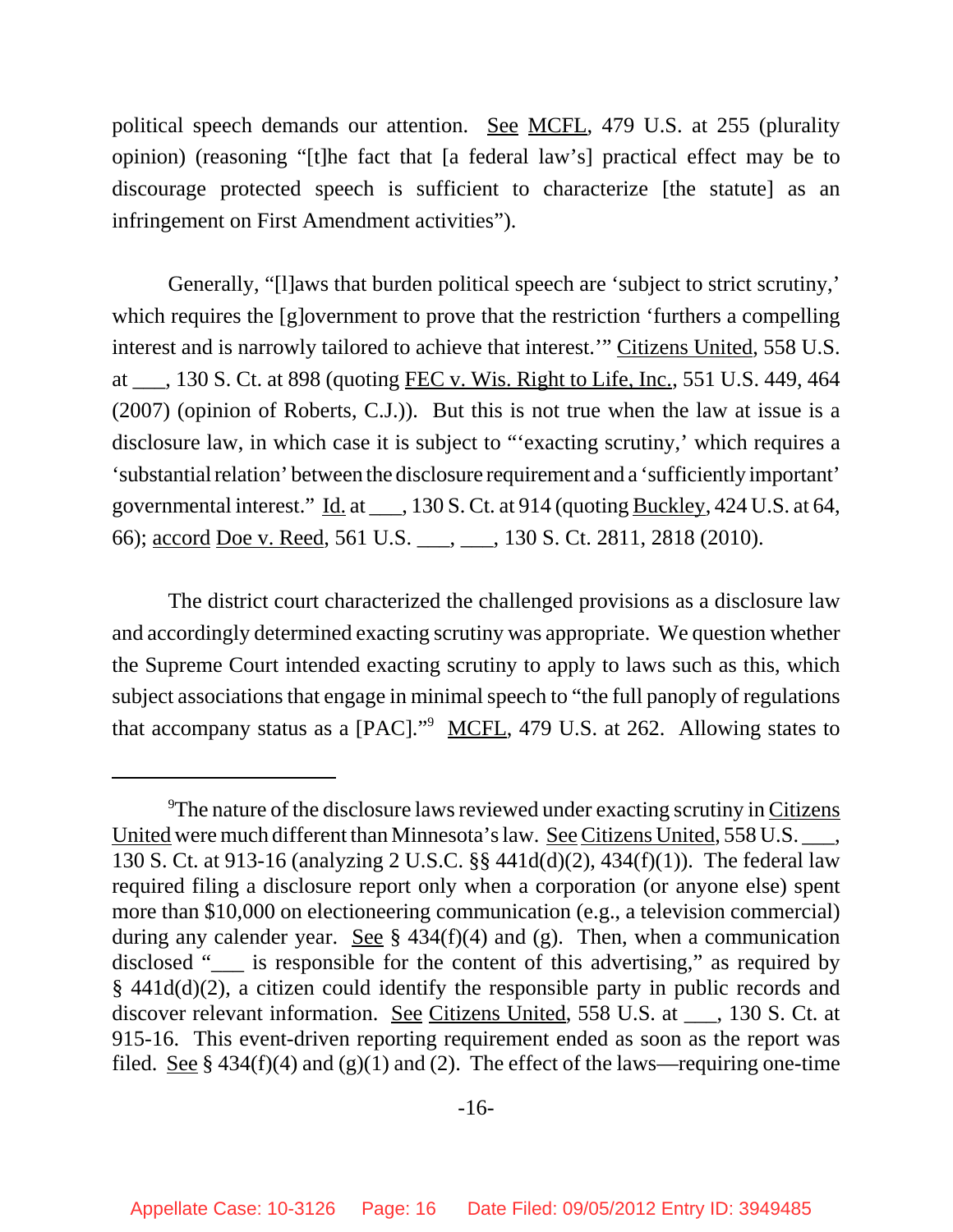political speech demands our attention. See MCFL, 479 U.S. at 255 (plurality opinion) (reasoning "[t]he fact that [a federal law's] practical effect may be to discourage protected speech is sufficient to characterize [the statute] as an infringement on First Amendment activities").

Generally, "[l]aws that burden political speech are 'subject to strict scrutiny,' which requires the [g]overnment to prove that the restriction 'furthers a compelling interest and is narrowly tailored to achieve that interest.'" Citizens United, 558 U.S. at ___, 130 S. Ct. at 898 (quoting FEC v. Wis. Right to Life, Inc., 551 U.S. 449, 464 (2007) (opinion of Roberts, C.J.)). But this is not true when the law at issue is a disclosure law, in which case it is subject to "'exacting scrutiny,' which requires a 'substantial relation' between the disclosure requirement and a 'sufficiently important' governmental interest." Id. at ___, 130 S. Ct. at 914 (quoting Buckley, 424 U.S. at 64, 66); accord Doe v. Reed, 561 U.S. ___, ___, 130 S. Ct. 2811, 2818 (2010).

The district court characterized the challenged provisions as a disclosure law and accordingly determined exacting scrutiny was appropriate. We question whether the Supreme Court intended exacting scrutiny to apply to laws such as this, which subject associations that engage in minimal speech to "the full panoply of regulations that accompany status as a [PAC]."[9] MCFL, 479 U.S. at 262. Allowing states to

[9]The nature of the disclosure laws reviewed under exacting scrutiny in Citizens United were much different than Minnesota's law. See Citizens United, 558 U.S. ___, 130 S. Ct. at 913-16 (analyzing 2 U.S.C. §§ 441d(d)(2), 434(f)(1)). The federal law required filing a disclosure report only when a corporation (or anyone else) spent more than $10,000 on electioneering communication (e.g., a television commercial) during any calender year. See § 434(f)(4) and (g). Then, when a communication disclosed "___ is responsible for the content of this advertising," as required by § 441d(d)(2), a citizen could identify the responsible party in public records and discover relevant information. See Citizens United, 558 U.S. at ___, 130 S. Ct. at 915-16. This event-driven reporting requirement ended as soon as the report was filed. See § 434(f)(4) and (g)(1) and (2). The effect of the laws—requiring one-time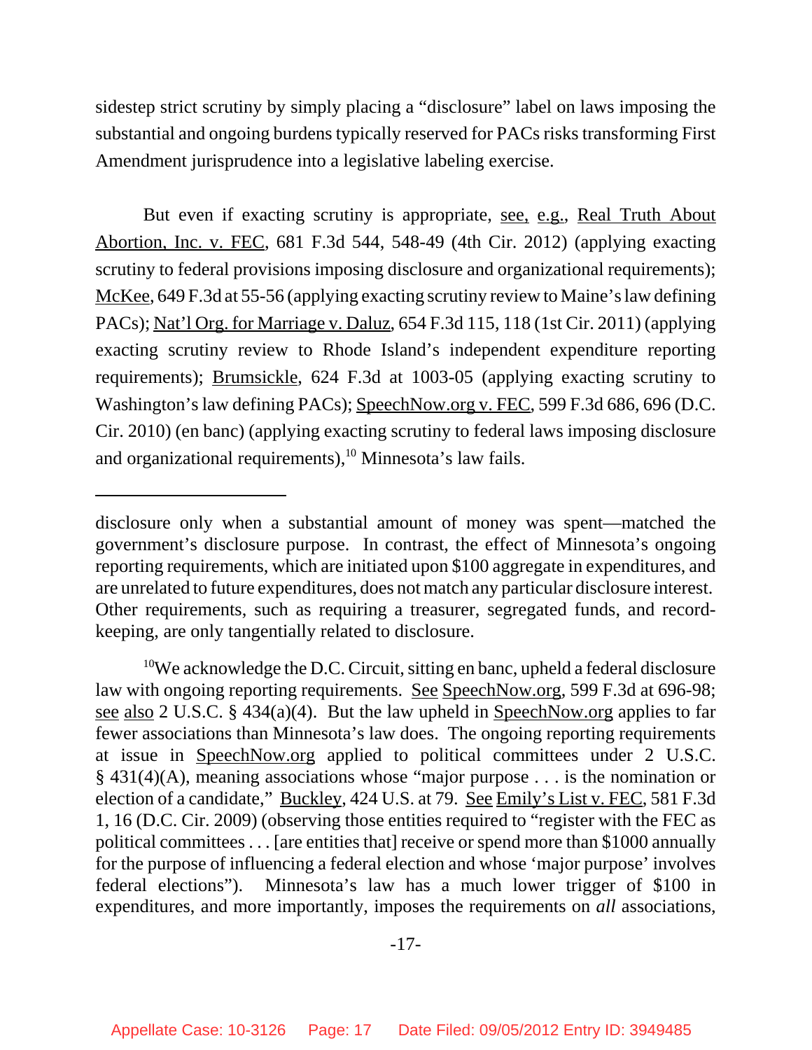sidestep strict scrutiny by simply placing a "disclosure" label on laws imposing the substantial and ongoing burdens typically reserved for PACs risks transforming First Amendment jurisprudence into a legislative labeling exercise.

But even if exacting scrutiny is appropriate, see, e.g., Real Truth About Abortion, Inc. v. FEC, 681 F.3d 544, 548-49 (4th Cir. 2012) (applying exacting scrutiny to federal provisions imposing disclosure and organizational requirements); McKee, 649 F.3d at 55-56 (applying exacting scrutiny review to Maine's law defining PACs); Nat'l Org. for Marriage v. Daluz, 654 F.3d 115, 118 (1st Cir. 2011) (applying exacting scrutiny review to Rhode Island's independent expenditure reporting requirements); Brumsickle, 624 F.3d at 1003-05 (applying exacting scrutiny to Washington's law defining PACs); SpeechNow.org v. FEC, 599 F.3d 686, 696 (D.C. Cir. 2010) (en banc) (applying exacting scrutiny to federal laws imposing disclosure and organizational requirements),[10] Minnesota's law fails.

---

disclosure only when a substantial amount of money was spent—matched the government's disclosure purpose. In contrast, the effect of Minnesota's ongoing reporting requirements, which are initiated upon $100 aggregate in expenditures, and are unrelated to future expenditures, does not match any particular disclosure interest. Other requirements, such as requiring a treasurer, segregated funds, and record-keeping, are only tangentially related to disclosure.

[10]We acknowledge the D.C. Circuit, sitting en banc, upheld a federal disclosure law with ongoing reporting requirements. See SpeechNow.org, 599 F.3d at 696-98; see also 2 U.S.C. § 434(a)(4). But the law upheld in SpeechNow.org applies to far fewer associations than Minnesota's law does. The ongoing reporting requirements at issue in SpeechNow.org applied to political committees under 2 U.S.C. § 431(4)(A), meaning associations whose "major purpose . . . is the nomination or election of a candidate," Buckley, 424 U.S. at 79. See Emily's List v. FEC, 581 F.3d 1, 16 (D.C. Cir. 2009) (observing those entities required to "register with the FEC as political committees . . . [are entities that] receive or spend more than $1000 annually for the purpose of influencing a federal election and whose 'major purpose' involves federal elections"). Minnesota's law has a much lower trigger of $100 in expenditures, and more importantly, imposes the requirements on *all* associations,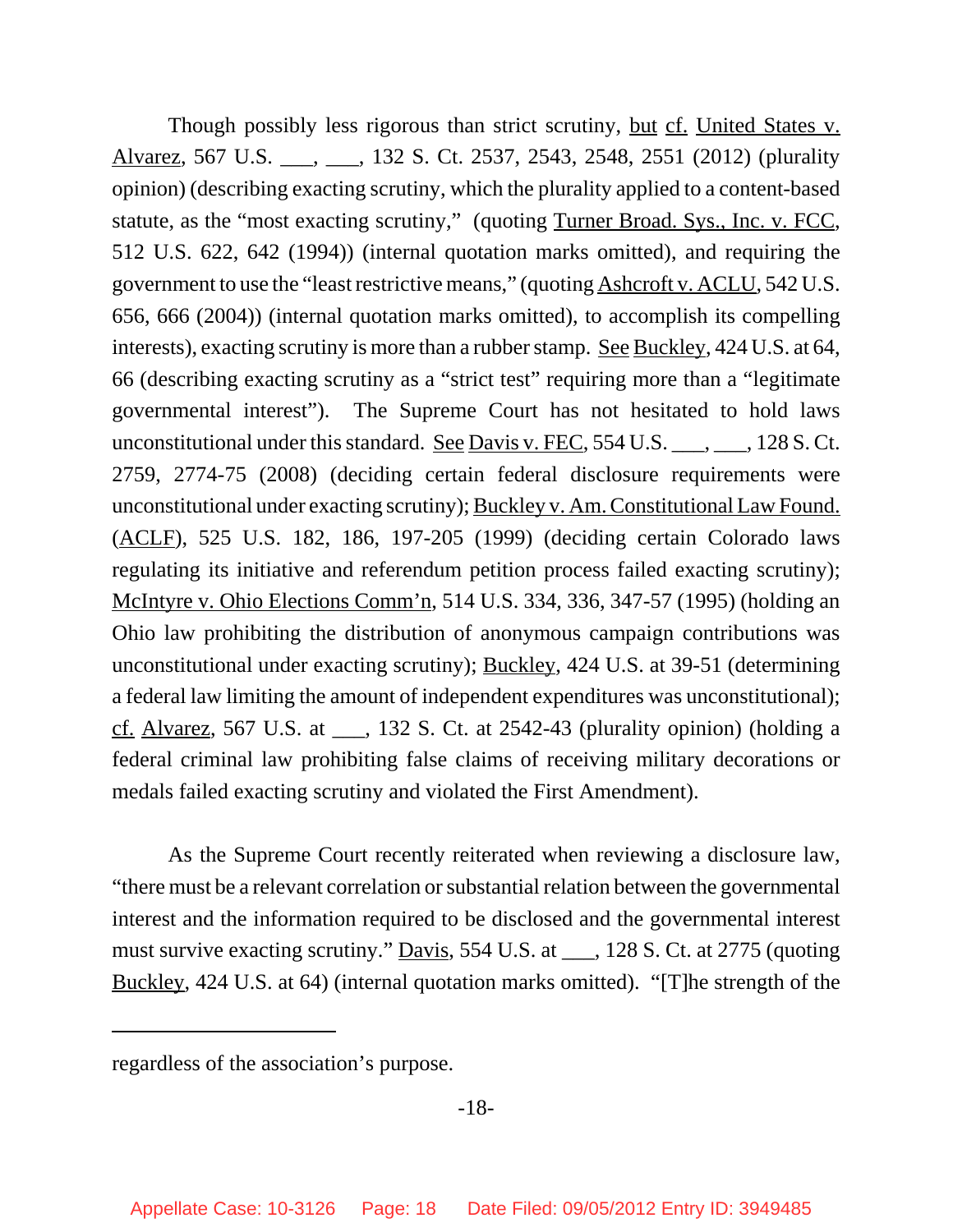Though possibly less rigorous than strict scrutiny, but cf. United States v. Alvarez, 567 U.S. ___, ___, 132 S. Ct. 2537, 2543, 2548, 2551 (2012) (plurality opinion) (describing exacting scrutiny, which the plurality applied to a content-based statute, as the "most exacting scrutiny," (quoting Turner Broad. Sys., Inc. v. FCC, 512 U.S. 622, 642 (1994)) (internal quotation marks omitted), and requiring the government to use the "least restrictive means," (quoting Ashcroft v. ACLU, 542 U.S. 656, 666 (2004)) (internal quotation marks omitted), to accomplish its compelling interests), exacting scrutiny is more than a rubber stamp. See Buckley, 424 U.S. at 64, 66 (describing exacting scrutiny as a "strict test" requiring more than a "legitimate governmental interest"). The Supreme Court has not hesitated to hold laws unconstitutional under this standard. See Davis v. FEC, 554 U.S. ___, ___, 128 S. Ct. 2759, 2774-75 (2008) (deciding certain federal disclosure requirements were unconstitutional under exacting scrutiny); Buckley v. Am. Constitutional Law Found. (ACLF), 525 U.S. 182, 186, 197-205 (1999) (deciding certain Colorado laws regulating its initiative and referendum petition process failed exacting scrutiny); McIntyre v. Ohio Elections Comm'n, 514 U.S. 334, 336, 347-57 (1995) (holding an Ohio law prohibiting the distribution of anonymous campaign contributions was unconstitutional under exacting scrutiny); Buckley, 424 U.S. at 39-51 (determining a federal law limiting the amount of independent expenditures was unconstitutional); cf. Alvarez, 567 U.S. at ___, 132 S. Ct. at 2542-43 (plurality opinion) (holding a federal criminal law prohibiting false claims of receiving military decorations or medals failed exacting scrutiny and violated the First Amendment).

As the Supreme Court recently reiterated when reviewing a disclosure law, "there must be a relevant correlation or substantial relation between the governmental interest and the information required to be disclosed and the governmental interest must survive exacting scrutiny." Davis, 554 U.S. at ___, 128 S. Ct. at 2775 (quoting Buckley, 424 U.S. at 64) (internal quotation marks omitted). "[T]he strength of the

---

regardless of the association's purpose.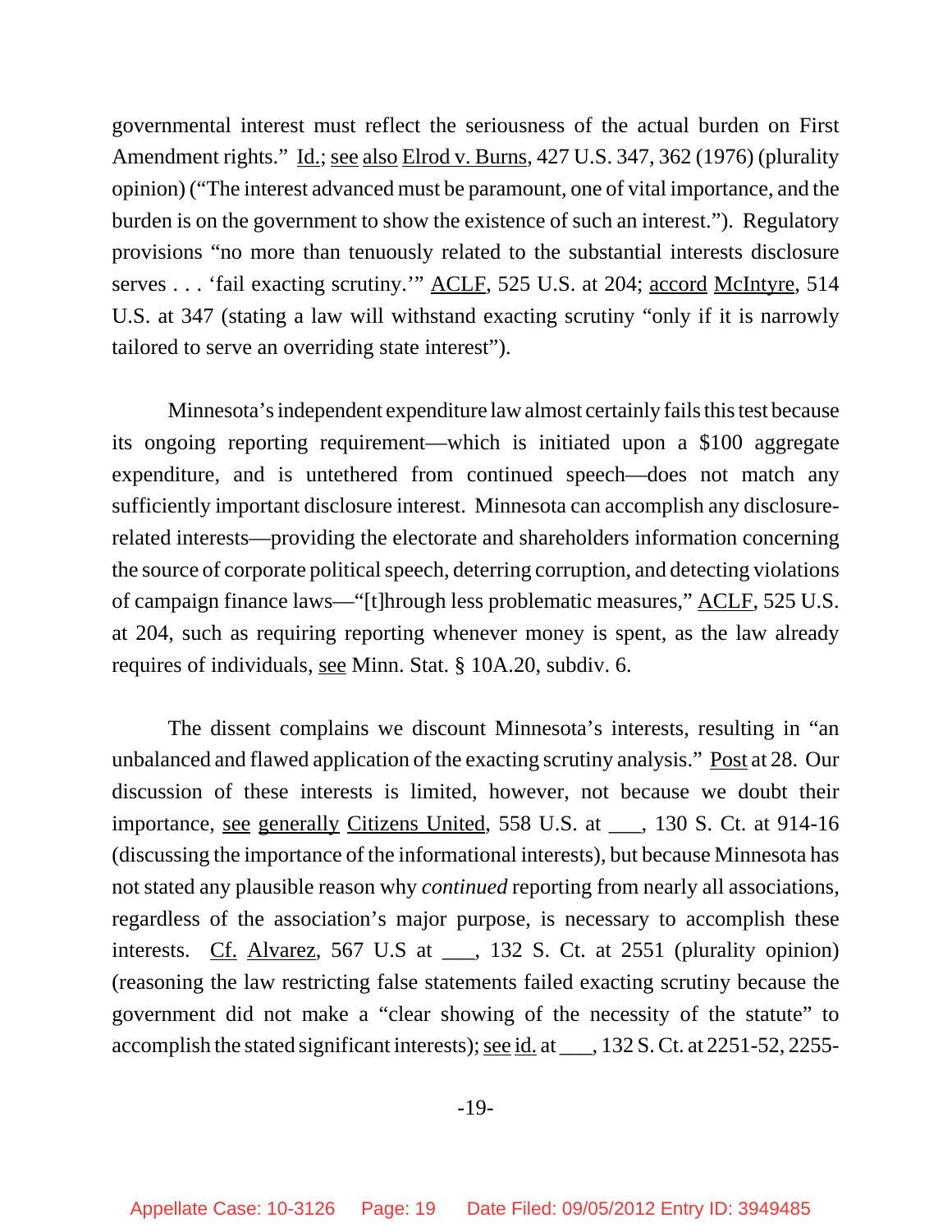governmental interest must reflect the seriousness of the actual burden on First Amendment rights." Id.; see also Elrod v. Burns, 427 U.S. 347, 362 (1976) (plurality opinion) ("The interest advanced must be paramount, one of vital importance, and the burden is on the government to show the existence of such an interest."). Regulatory provisions "no more than tenuously related to the substantial interests disclosure serves . . . 'fail exacting scrutiny.'" ACLF, 525 U.S. at 204; accord McIntyre, 514 U.S. at 347 (stating a law will withstand exacting scrutiny "only if it is narrowly tailored to serve an overriding state interest").

Minnesota's independent expenditure law almost certainly fails this test because its ongoing reporting requirement—which is initiated upon a $100 aggregate expenditure, and is untethered from continued speech—does not match any sufficiently important disclosure interest. Minnesota can accomplish any disclosure-related interests—providing the electorate and shareholders information concerning the source of corporate political speech, deterring corruption, and detecting violations of campaign finance laws—"[t]hrough less problematic measures," ACLF, 525 U.S. at 204, such as requiring reporting whenever money is spent, as the law already requires of individuals, see Minn. Stat. § 10A.20, subdiv. 6.

The dissent complains we discount Minnesota's interests, resulting in "an unbalanced and flawed application of the exacting scrutiny analysis." Post at 28. Our discussion of these interests is limited, however, not because we doubt their importance, see generally Citizens United, 558 U.S. at ___, 130 S. Ct. at 914-16 (discussing the importance of the informational interests), but because Minnesota has not stated any plausible reason why *continued* reporting from nearly all associations, regardless of the association's major purpose, is necessary to accomplish these interests. Cf. Alvarez, 567 U.S at ___, 132 S. Ct. at 2551 (plurality opinion) (reasoning the law restricting false statements failed exacting scrutiny because the government did not make a "clear showing of the necessity of the statute" to accomplish the stated significant interests); see id. at ___, 132 S. Ct. at 2251-52, 2255-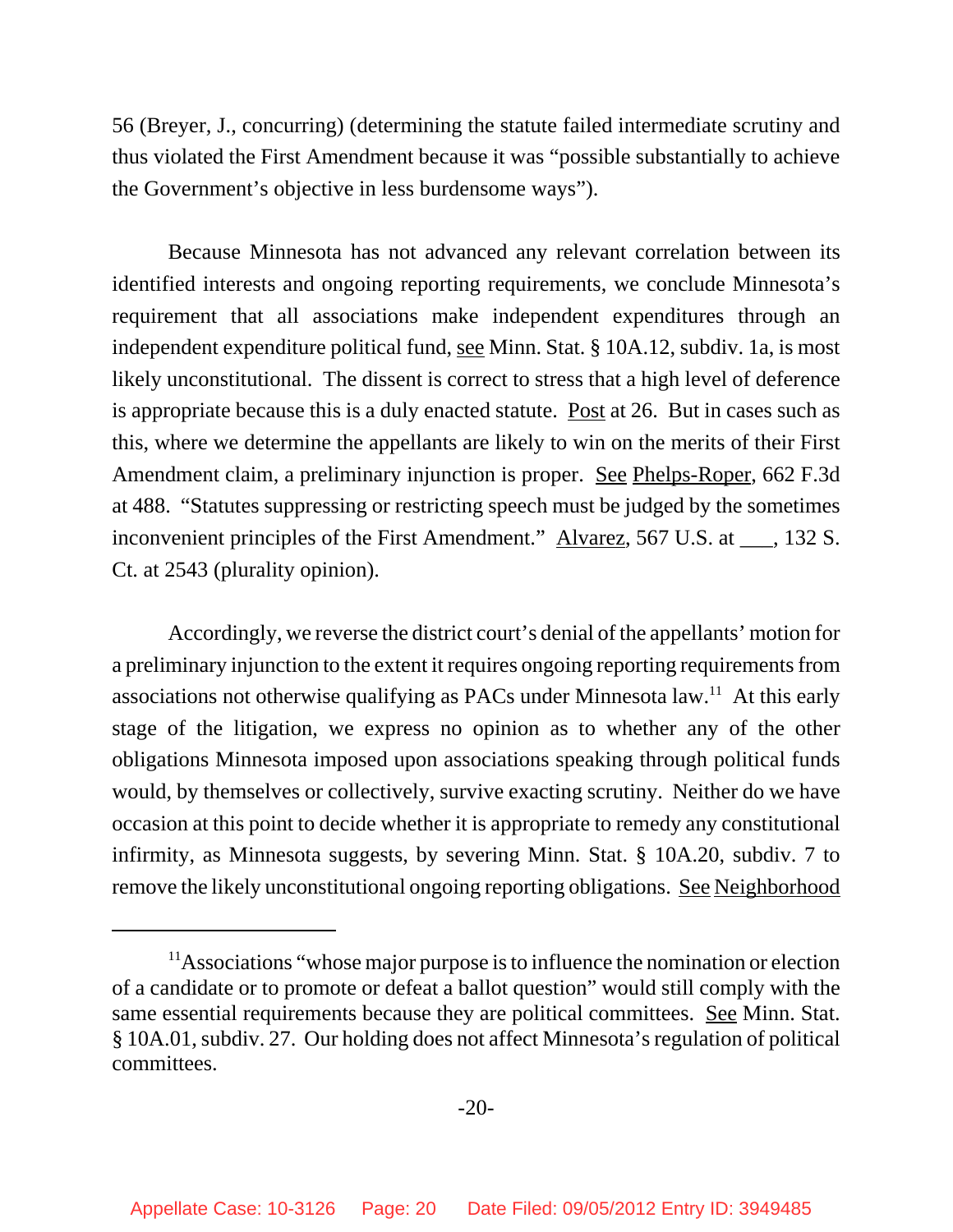56 (Breyer, J., concurring) (determining the statute failed intermediate scrutiny and thus violated the First Amendment because it was "possible substantially to achieve the Government's objective in less burdensome ways").

Because Minnesota has not advanced any relevant correlation between its identified interests and ongoing reporting requirements, we conclude Minnesota's requirement that all associations make independent expenditures through an independent expenditure political fund, see Minn. Stat. § 10A.12, subdiv. 1a, is most likely unconstitutional. The dissent is correct to stress that a high level of deference is appropriate because this is a duly enacted statute. Post at 26. But in cases such as this, where we determine the appellants are likely to win on the merits of their First Amendment claim, a preliminary injunction is proper. See Phelps-Roper, 662 F.3d at 488. "Statutes suppressing or restricting speech must be judged by the sometimes inconvenient principles of the First Amendment." Alvarez, 567 U.S. at ___, 132 S. Ct. at 2543 (plurality opinion).

Accordingly, we reverse the district court's denial of the appellants' motion for a preliminary injunction to the extent it requires ongoing reporting requirements from associations not otherwise qualifying as PACs under Minnesota law.[11] At this early stage of the litigation, we express no opinion as to whether any of the other obligations Minnesota imposed upon associations speaking through political funds would, by themselves or collectively, survive exacting scrutiny. Neither do we have occasion at this point to decide whether it is appropriate to remedy any constitutional infirmity, as Minnesota suggests, by severing Minn. Stat. § 10A.20, subdiv. 7 to remove the likely unconstitutional ongoing reporting obligations. See Neighborhood

---

[11]Associations "whose major purpose is to influence the nomination or election of a candidate or to promote or defeat a ballot question" would still comply with the same essential requirements because they are political committees. See Minn. Stat. § 10A.01, subdiv. 27. Our holding does not affect Minnesota's regulation of political committees.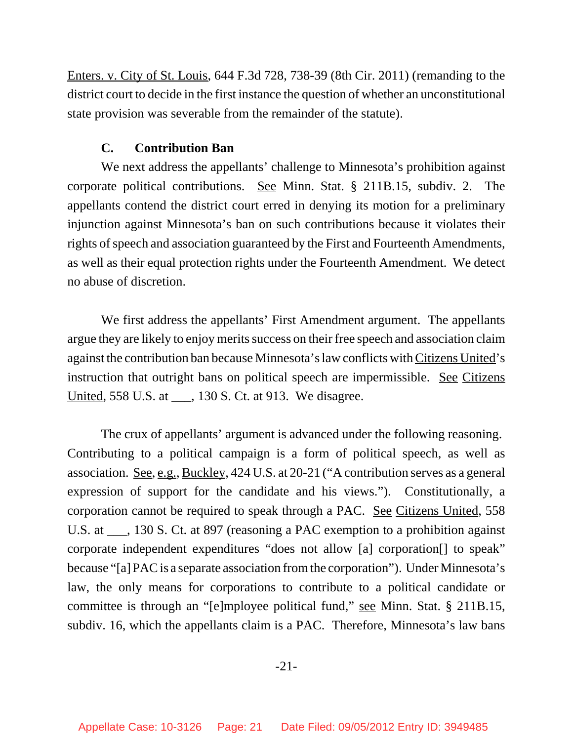Enters. v. City of St. Louis, 644 F.3d 728, 738-39 (8th Cir. 2011) (remanding to the district court to decide in the first instance the question of whether an unconstitutional state provision was severable from the remainder of the statute).

### C. Contribution Ban

We next address the appellants' challenge to Minnesota's prohibition against corporate political contributions. See Minn. Stat. § 211B.15, subdiv. 2. The appellants contend the district court erred in denying its motion for a preliminary injunction against Minnesota's ban on such contributions because it violates their rights of speech and association guaranteed by the First and Fourteenth Amendments, as well as their equal protection rights under the Fourteenth Amendment. We detect no abuse of discretion.

We first address the appellants' First Amendment argument. The appellants argue they are likely to enjoy merits success on their free speech and association claim against the contribution ban because Minnesota's law conflicts with Citizens United's instruction that outright bans on political speech are impermissible. See Citizens United, 558 U.S. at ___, 130 S. Ct. at 913. We disagree.

The crux of appellants' argument is advanced under the following reasoning. Contributing to a political campaign is a form of political speech, as well as association. See, e.g., Buckley, 424 U.S. at 20-21 ("A contribution serves as a general expression of support for the candidate and his views."). Constitutionally, a corporation cannot be required to speak through a PAC. See Citizens United, 558 U.S. at ___, 130 S. Ct. at 897 (reasoning a PAC exemption to a prohibition against corporate independent expenditures "does not allow [a] corporation[] to speak" because "[a] PAC is a separate association from the corporation"). Under Minnesota's law, the only means for corporations to contribute to a political candidate or committee is through an "[e]mployee political fund," see Minn. Stat. § 211B.15, subdiv. 16, which the appellants claim is a PAC. Therefore, Minnesota's law bans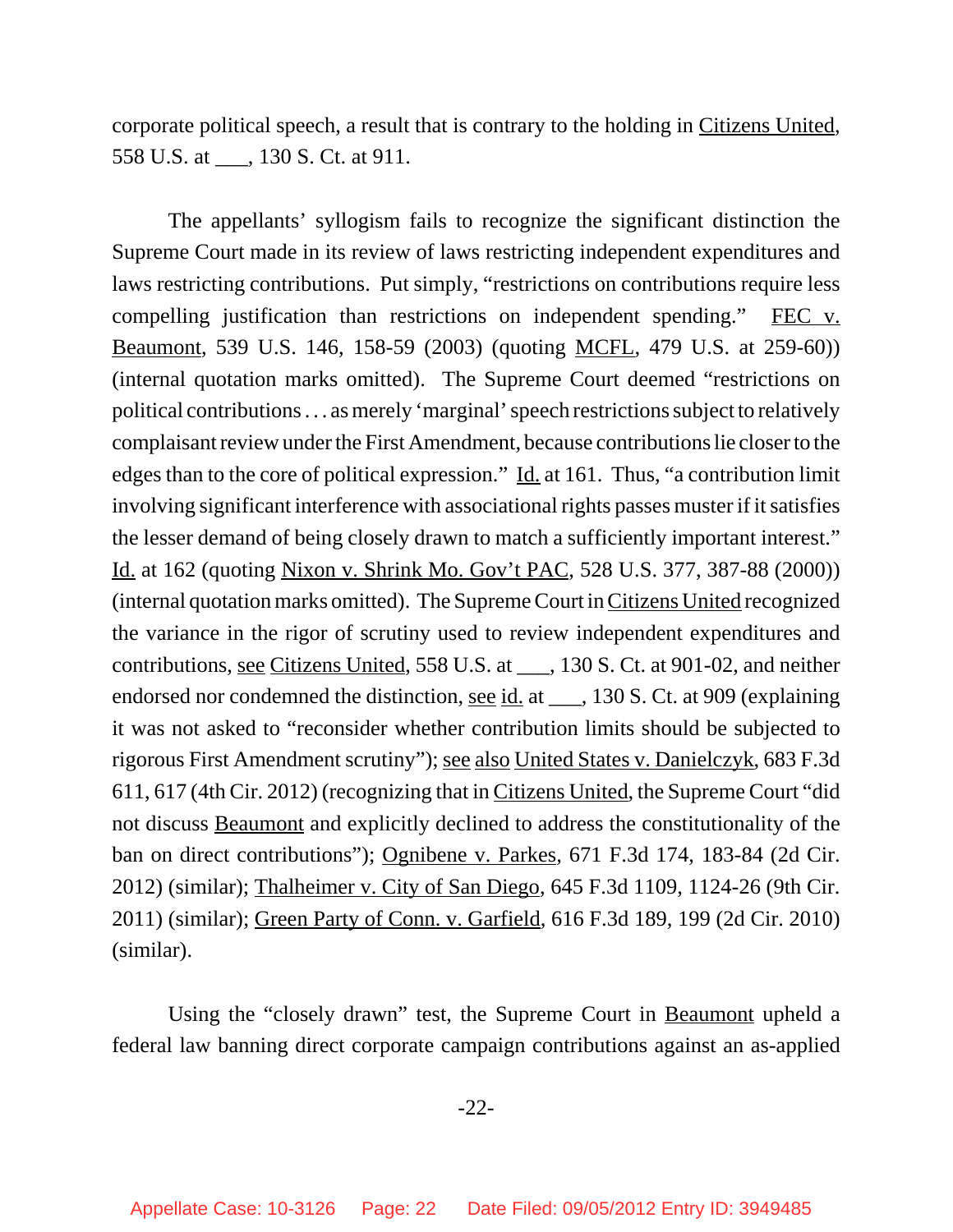corporate political speech, a result that is contrary to the holding in Citizens United, 558 U.S. at ___, 130 S. Ct. at 911.

The appellants' syllogism fails to recognize the significant distinction the Supreme Court made in its review of laws restricting independent expenditures and laws restricting contributions. Put simply, "restrictions on contributions require less compelling justification than restrictions on independent spending." FEC v. Beaumont, 539 U.S. 146, 158-59 (2003) (quoting MCFL, 479 U.S. at 259-60)) (internal quotation marks omitted). The Supreme Court deemed "restrictions on political contributions . . . as merely 'marginal' speech restrictions subject to relatively complaisant review under the First Amendment, because contributions lie closer to the edges than to the core of political expression." Id. at 161. Thus, "a contribution limit involving significant interference with associational rights passes muster if it satisfies the lesser demand of being closely drawn to match a sufficiently important interest." Id. at 162 (quoting Nixon v. Shrink Mo. Gov't PAC, 528 U.S. 377, 387-88 (2000)) (internal quotation marks omitted). The Supreme Court in Citizens United recognized the variance in the rigor of scrutiny used to review independent expenditures and contributions, see Citizens United, 558 U.S. at ___, 130 S. Ct. at 901-02, and neither endorsed nor condemned the distinction, see id. at ___, 130 S. Ct. at 909 (explaining it was not asked to "reconsider whether contribution limits should be subjected to rigorous First Amendment scrutiny"); see also United States v. Danielczyk, 683 F.3d 611, 617 (4th Cir. 2012) (recognizing that in Citizens United, the Supreme Court "did not discuss Beaumont and explicitly declined to address the constitutionality of the ban on direct contributions"); Ognibene v. Parkes, 671 F.3d 174, 183-84 (2d Cir. 2012) (similar); Thalheimer v. City of San Diego, 645 F.3d 1109, 1124-26 (9th Cir. 2011) (similar); Green Party of Conn. v. Garfield, 616 F.3d 189, 199 (2d Cir. 2010) (similar).

Using the "closely drawn" test, the Supreme Court in Beaumont upheld a federal law banning direct corporate campaign contributions against an as-applied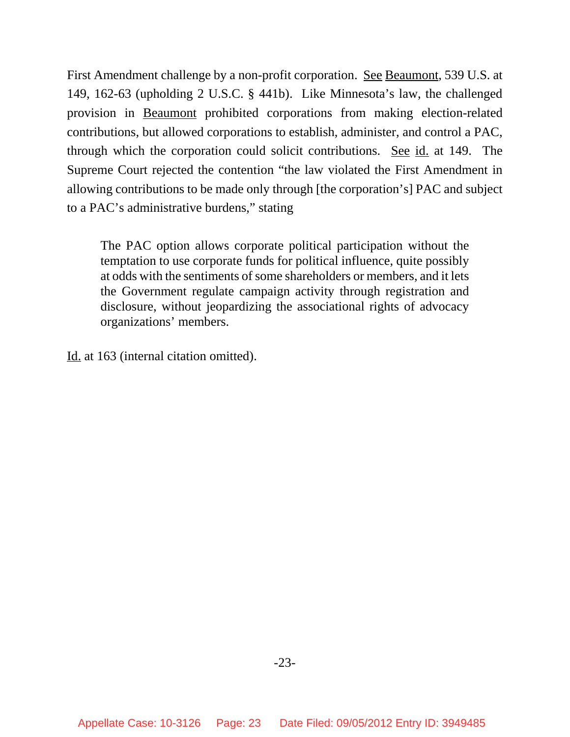First Amendment challenge by a non-profit corporation. See Beaumont, 539 U.S. at 149, 162-63 (upholding 2 U.S.C. § 441b). Like Minnesota's law, the challenged provision in Beaumont prohibited corporations from making election-related contributions, but allowed corporations to establish, administer, and control a PAC, through which the corporation could solicit contributions. See id. at 149. The Supreme Court rejected the contention "the law violated the First Amendment in allowing contributions to be made only through [the corporation's] PAC and subject to a PAC's administrative burdens," stating

> The PAC option allows corporate political participation without the temptation to use corporate funds for political influence, quite possibly at odds with the sentiments of some shareholders or members, and it lets the Government regulate campaign activity through registration and disclosure, without jeopardizing the associational rights of advocacy organizations' members.

Id. at 163 (internal citation omitted).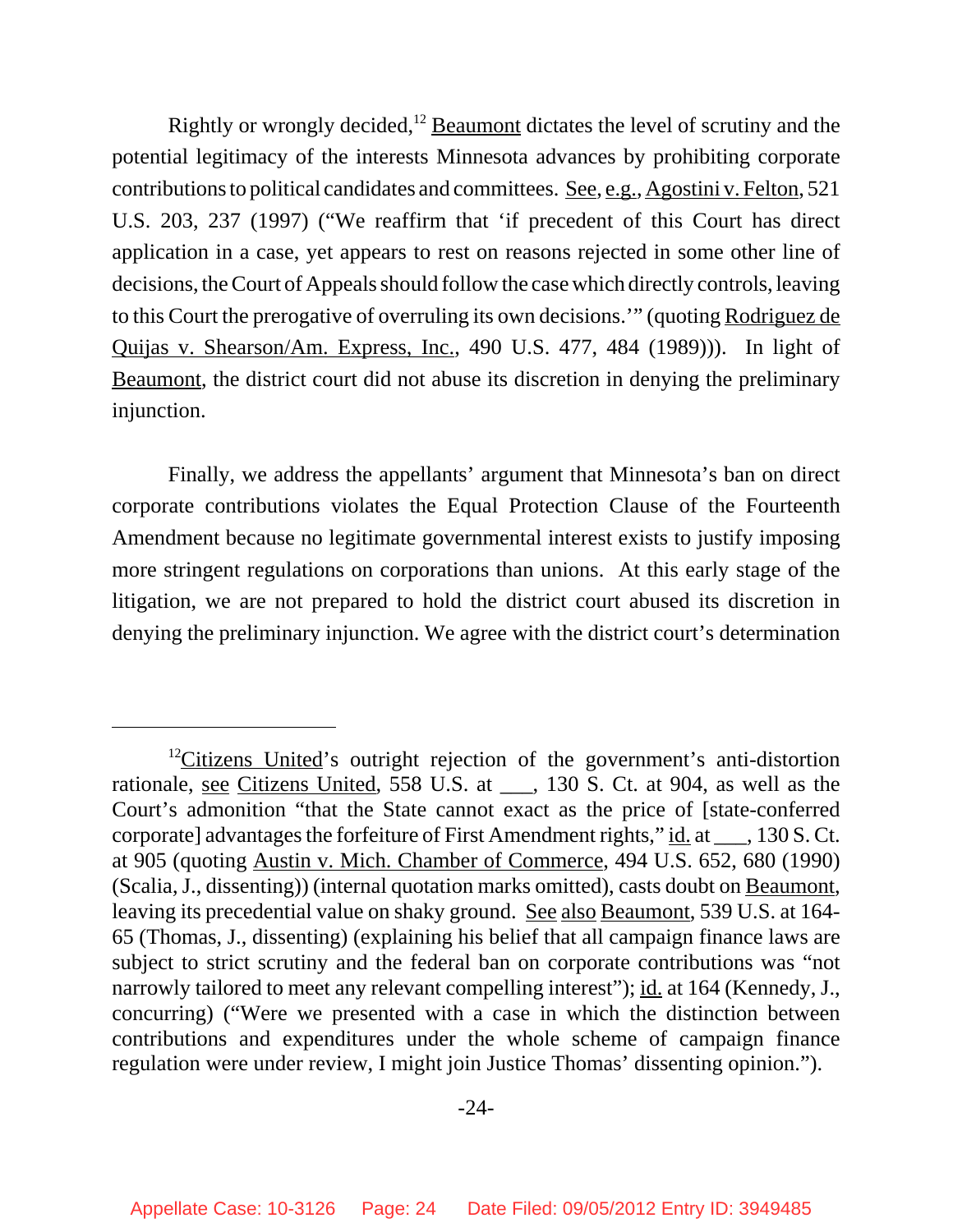Rightly or wrongly decided,[12] Beaumont dictates the level of scrutiny and the potential legitimacy of the interests Minnesota advances by prohibiting corporate contributions to political candidates and committees. See, e.g., Agostini v. Felton, 521 U.S. 203, 237 (1997) ("We reaffirm that 'if precedent of this Court has direct application in a case, yet appears to rest on reasons rejected in some other line of decisions, the Court of Appeals should follow the case which directly controls, leaving to this Court the prerogative of overruling its own decisions.'" (quoting Rodriguez de Quijas v. Shearson/Am. Express, Inc., 490 U.S. 477, 484 (1989))). In light of Beaumont, the district court did not abuse its discretion in denying the preliminary injunction.

Finally, we address the appellants' argument that Minnesota's ban on direct corporate contributions violates the Equal Protection Clause of the Fourteenth Amendment because no legitimate governmental interest exists to justify imposing more stringent regulations on corporations than unions. At this early stage of the litigation, we are not prepared to hold the district court abused its discretion in denying the preliminary injunction. We agree with the district court's determination

---

[12] Citizens United's outright rejection of the government's anti-distortion rationale, see Citizens United, 558 U.S. at ___, 130 S. Ct. at 904, as well as the Court's admonition "that the State cannot exact as the price of [state-conferred corporate] advantages the forfeiture of First Amendment rights," id. at ___, 130 S. Ct. at 905 (quoting Austin v. Mich. Chamber of Commerce, 494 U.S. 652, 680 (1990) (Scalia, J., dissenting)) (internal quotation marks omitted), casts doubt on Beaumont, leaving its precedential value on shaky ground. See also Beaumont, 539 U.S. at 164-65 (Thomas, J., dissenting) (explaining his belief that all campaign finance laws are subject to strict scrutiny and the federal ban on corporate contributions was "not narrowly tailored to meet any relevant compelling interest"); id. at 164 (Kennedy, J., concurring) ("Were we presented with a case in which the distinction between contributions and expenditures under the whole scheme of campaign finance regulation were under review, I might join Justice Thomas' dissenting opinion.").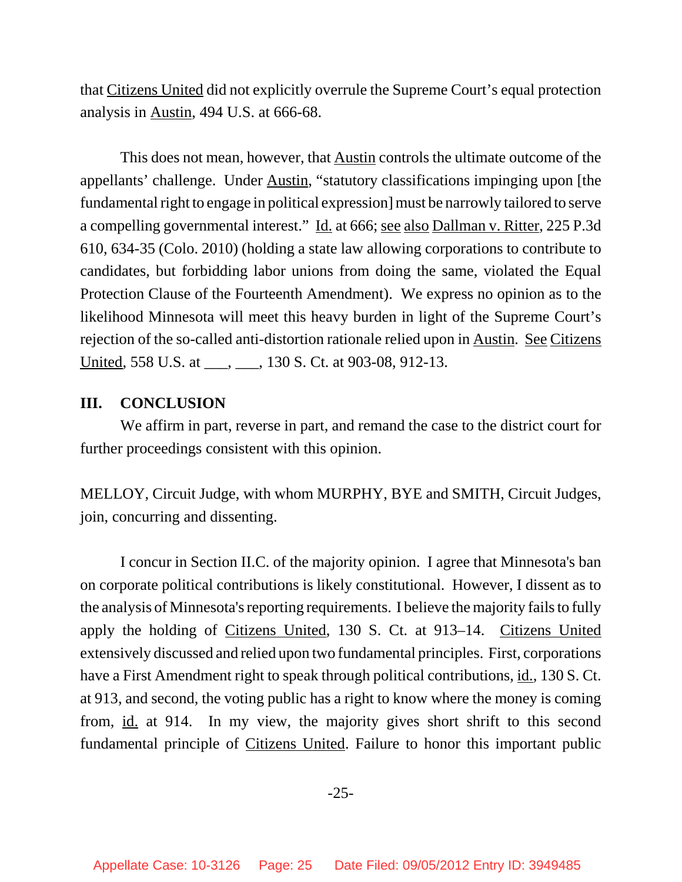that Citizens United did not explicitly overrule the Supreme Court's equal protection analysis in Austin, 494 U.S. at 666-68.

This does not mean, however, that Austin controls the ultimate outcome of the appellants' challenge. Under Austin, "statutory classifications impinging upon [the fundamental right to engage in political expression] must be narrowly tailored to serve a compelling governmental interest." Id. at 666; see also Dallman v. Ritter, 225 P.3d 610, 634-35 (Colo. 2010) (holding a state law allowing corporations to contribute to candidates, but forbidding labor unions from doing the same, violated the Equal Protection Clause of the Fourteenth Amendment). We express no opinion as to the likelihood Minnesota will meet this heavy burden in light of the Supreme Court's rejection of the so-called anti-distortion rationale relied upon in Austin. See Citizens United, 558 U.S. at ___, ___, 130 S. Ct. at 903-08, 912-13.

## III. CONCLUSION

We affirm in part, reverse in part, and remand the case to the district court for further proceedings consistent with this opinion.

MELLOY, Circuit Judge, with whom MURPHY, BYE and SMITH, Circuit Judges, join, concurring and dissenting.

I concur in Section II.C. of the majority opinion. I agree that Minnesota's ban on corporate political contributions is likely constitutional. However, I dissent as to the analysis of Minnesota's reporting requirements. I believe the majority fails to fully apply the holding of Citizens United, 130 S. Ct. at 913–14. Citizens United extensively discussed and relied upon two fundamental principles. First, corporations have a First Amendment right to speak through political contributions, id., 130 S. Ct. at 913, and second, the voting public has a right to know where the money is coming from, id. at 914. In my view, the majority gives short shrift to this second fundamental principle of Citizens United. Failure to honor this important public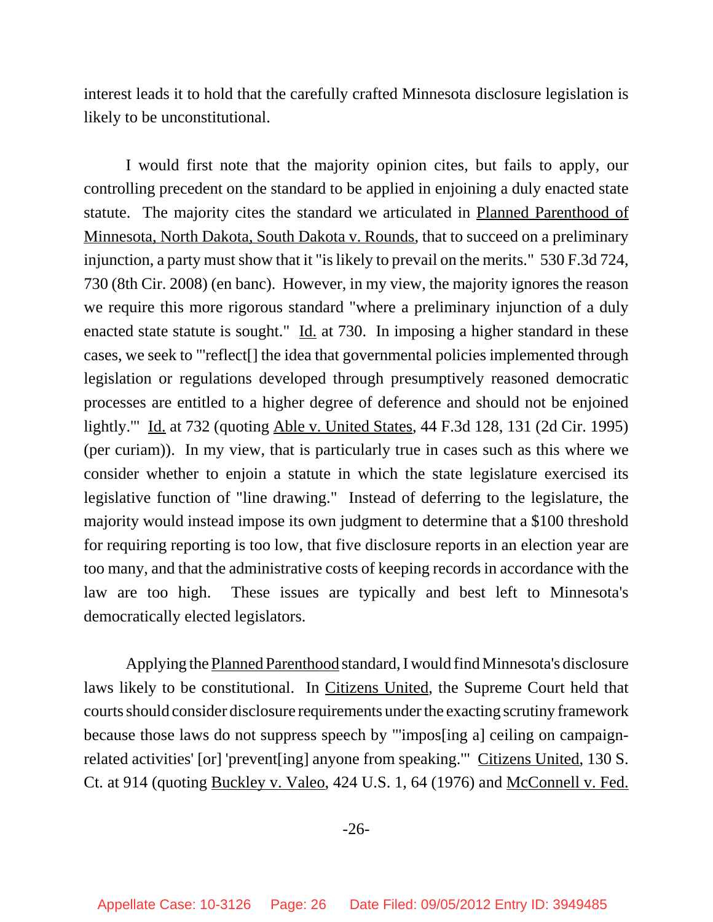interest leads it to hold that the carefully crafted Minnesota disclosure legislation is likely to be unconstitutional.

I would first note that the majority opinion cites, but fails to apply, our controlling precedent on the standard to be applied in enjoining a duly enacted state statute. The majority cites the standard we articulated in Planned Parenthood of Minnesota, North Dakota, South Dakota v. Rounds, that to succeed on a preliminary injunction, a party must show that it "is likely to prevail on the merits." 530 F.3d 724, 730 (8th Cir. 2008) (en banc). However, in my view, the majority ignores the reason we require this more rigorous standard "where a preliminary injunction of a duly enacted state statute is sought." Id. at 730. In imposing a higher standard in these cases, we seek to "'reflect[] the idea that governmental policies implemented through legislation or regulations developed through presumptively reasoned democratic processes are entitled to a higher degree of deference and should not be enjoined lightly.'" Id. at 732 (quoting Able v. United States, 44 F.3d 128, 131 (2d Cir. 1995) (per curiam)). In my view, that is particularly true in cases such as this where we consider whether to enjoin a statute in which the state legislature exercised its legislative function of "line drawing." Instead of deferring to the legislature, the majority would instead impose its own judgment to determine that a $100 threshold for requiring reporting is too low, that five disclosure reports in an election year are too many, and that the administrative costs of keeping records in accordance with the law are too high. These issues are typically and best left to Minnesota's democratically elected legislators.

Applying the Planned Parenthood standard, I would find Minnesota's disclosure laws likely to be constitutional. In Citizens United, the Supreme Court held that courts should consider disclosure requirements under the exacting scrutiny framework because those laws do not suppress speech by "'impos[ing a] ceiling on campaign-related activities' [or] 'prevent[ing] anyone from speaking.'" Citizens United, 130 S. Ct. at 914 (quoting Buckley v. Valeo, 424 U.S. 1, 64 (1976) and McConnell v. Fed.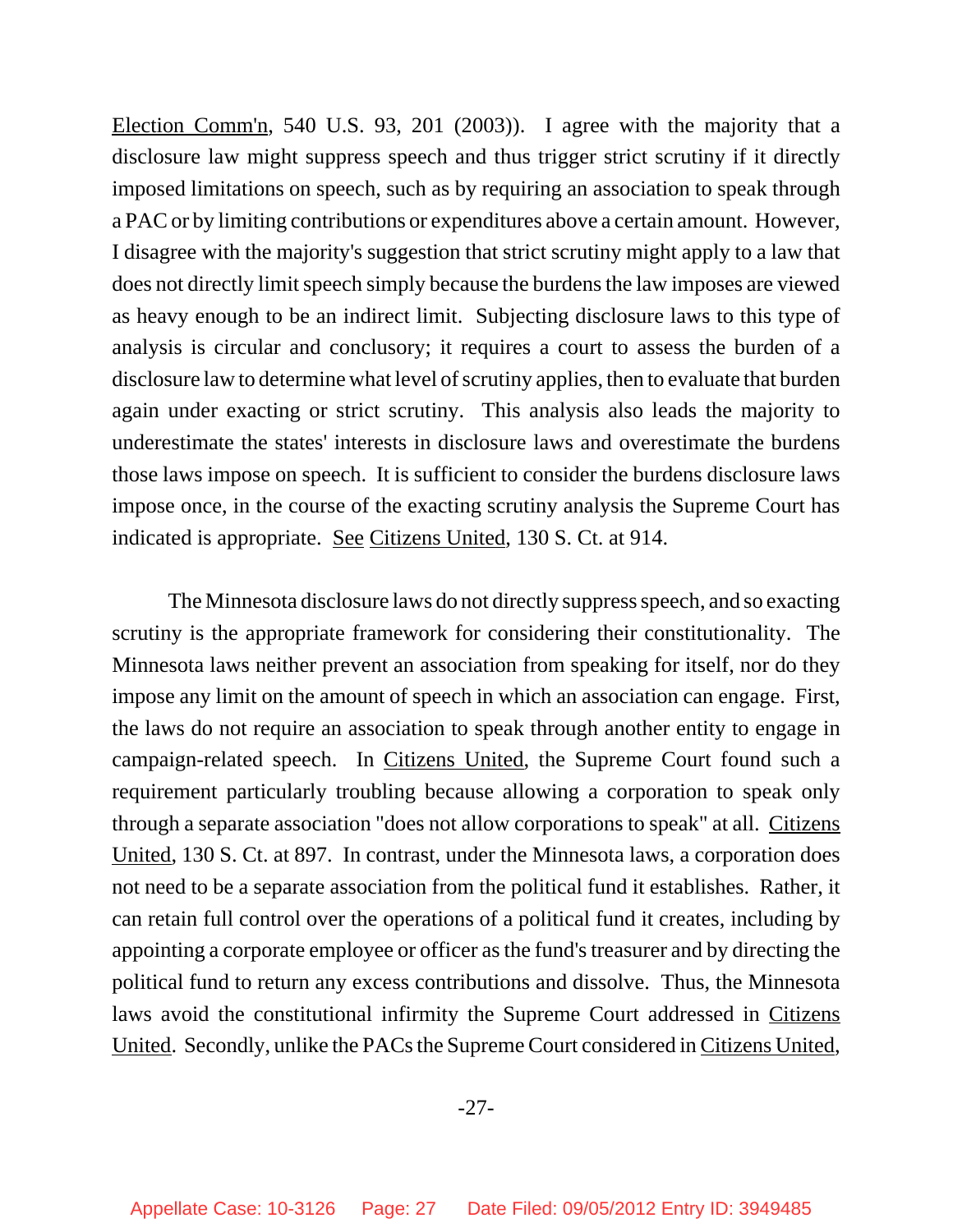Election Comm'n, 540 U.S. 93, 201 (2003)). I agree with the majority that a disclosure law might suppress speech and thus trigger strict scrutiny if it directly imposed limitations on speech, such as by requiring an association to speak through a PAC or by limiting contributions or expenditures above a certain amount. However, I disagree with the majority's suggestion that strict scrutiny might apply to a law that does not directly limit speech simply because the burdens the law imposes are viewed as heavy enough to be an indirect limit. Subjecting disclosure laws to this type of analysis is circular and conclusory; it requires a court to assess the burden of a disclosure law to determine what level of scrutiny applies, then to evaluate that burden again under exacting or strict scrutiny. This analysis also leads the majority to underestimate the states' interests in disclosure laws and overestimate the burdens those laws impose on speech. It is sufficient to consider the burdens disclosure laws impose once, in the course of the exacting scrutiny analysis the Supreme Court has indicated is appropriate. See Citizens United, 130 S. Ct. at 914.

The Minnesota disclosure laws do not directly suppress speech, and so exacting scrutiny is the appropriate framework for considering their constitutionality. The Minnesota laws neither prevent an association from speaking for itself, nor do they impose any limit on the amount of speech in which an association can engage. First, the laws do not require an association to speak through another entity to engage in campaign-related speech. In Citizens United, the Supreme Court found such a requirement particularly troubling because allowing a corporation to speak only through a separate association "does not allow corporations to speak" at all. Citizens United, 130 S. Ct. at 897. In contrast, under the Minnesota laws, a corporation does not need to be a separate association from the political fund it establishes. Rather, it can retain full control over the operations of a political fund it creates, including by appointing a corporate employee or officer as the fund's treasurer and by directing the political fund to return any excess contributions and dissolve. Thus, the Minnesota laws avoid the constitutional infirmity the Supreme Court addressed in Citizens United. Secondly, unlike the PACs the Supreme Court considered in Citizens United,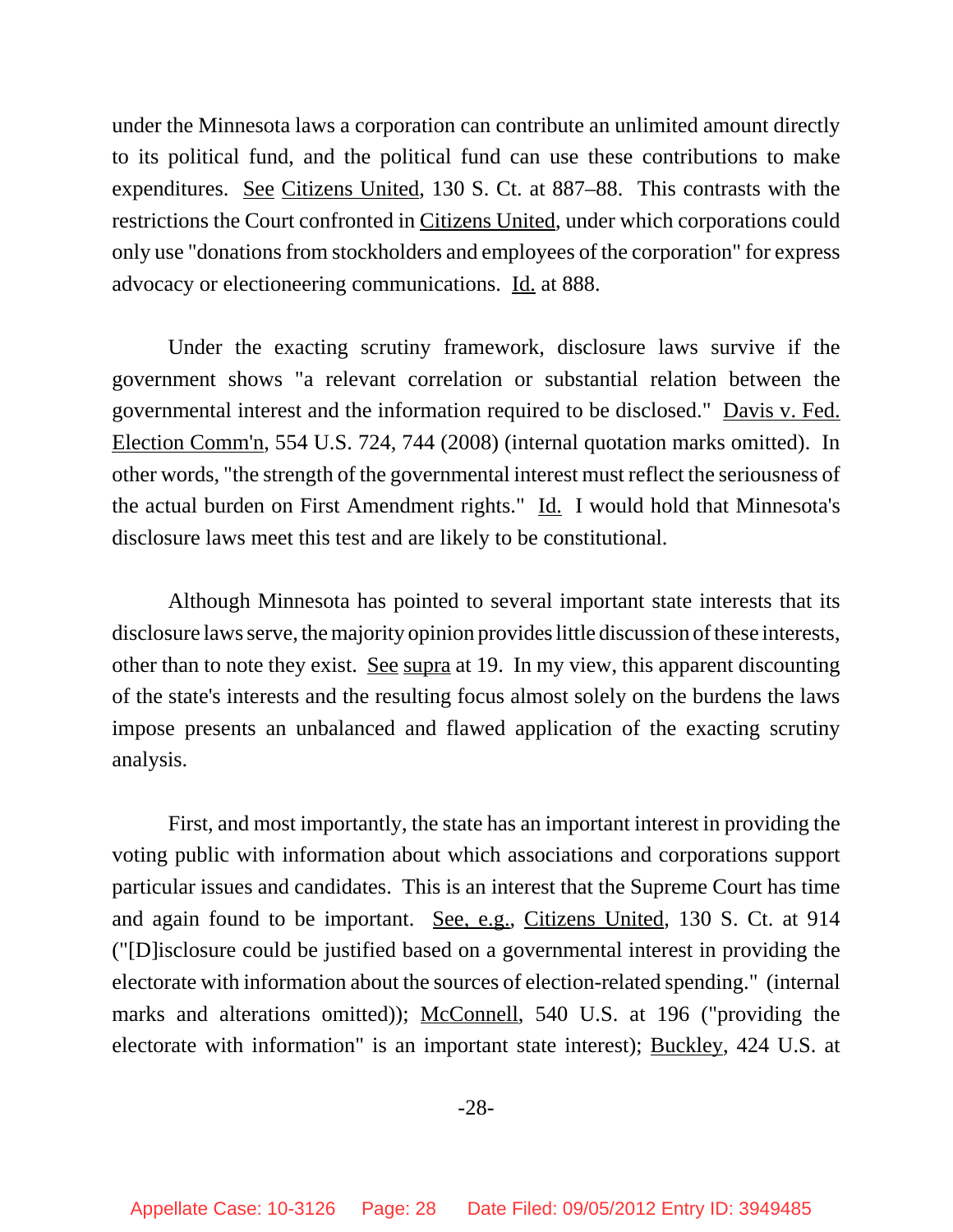under the Minnesota laws a corporation can contribute an unlimited amount directly to its political fund, and the political fund can use these contributions to make expenditures. See Citizens United, 130 S. Ct. at 887–88. This contrasts with the restrictions the Court confronted in Citizens United, under which corporations could only use "donations from stockholders and employees of the corporation" for express advocacy or electioneering communications. Id. at 888.

Under the exacting scrutiny framework, disclosure laws survive if the government shows "a relevant correlation or substantial relation between the governmental interest and the information required to be disclosed." Davis v. Fed. Election Comm'n, 554 U.S. 724, 744 (2008) (internal quotation marks omitted). In other words, "the strength of the governmental interest must reflect the seriousness of the actual burden on First Amendment rights." Id. I would hold that Minnesota's disclosure laws meet this test and are likely to be constitutional.

Although Minnesota has pointed to several important state interests that its disclosure laws serve, the majority opinion provides little discussion of these interests, other than to note they exist. See supra at 19. In my view, this apparent discounting of the state's interests and the resulting focus almost solely on the burdens the laws impose presents an unbalanced and flawed application of the exacting scrutiny analysis.

First, and most importantly, the state has an important interest in providing the voting public with information about which associations and corporations support particular issues and candidates. This is an interest that the Supreme Court has time and again found to be important. See, e.g., Citizens United, 130 S. Ct. at 914 ("[D]isclosure could be justified based on a governmental interest in providing the electorate with information about the sources of election-related spending." (internal marks and alterations omitted)); McConnell, 540 U.S. at 196 ("providing the electorate with information" is an important state interest); Buckley, 424 U.S. at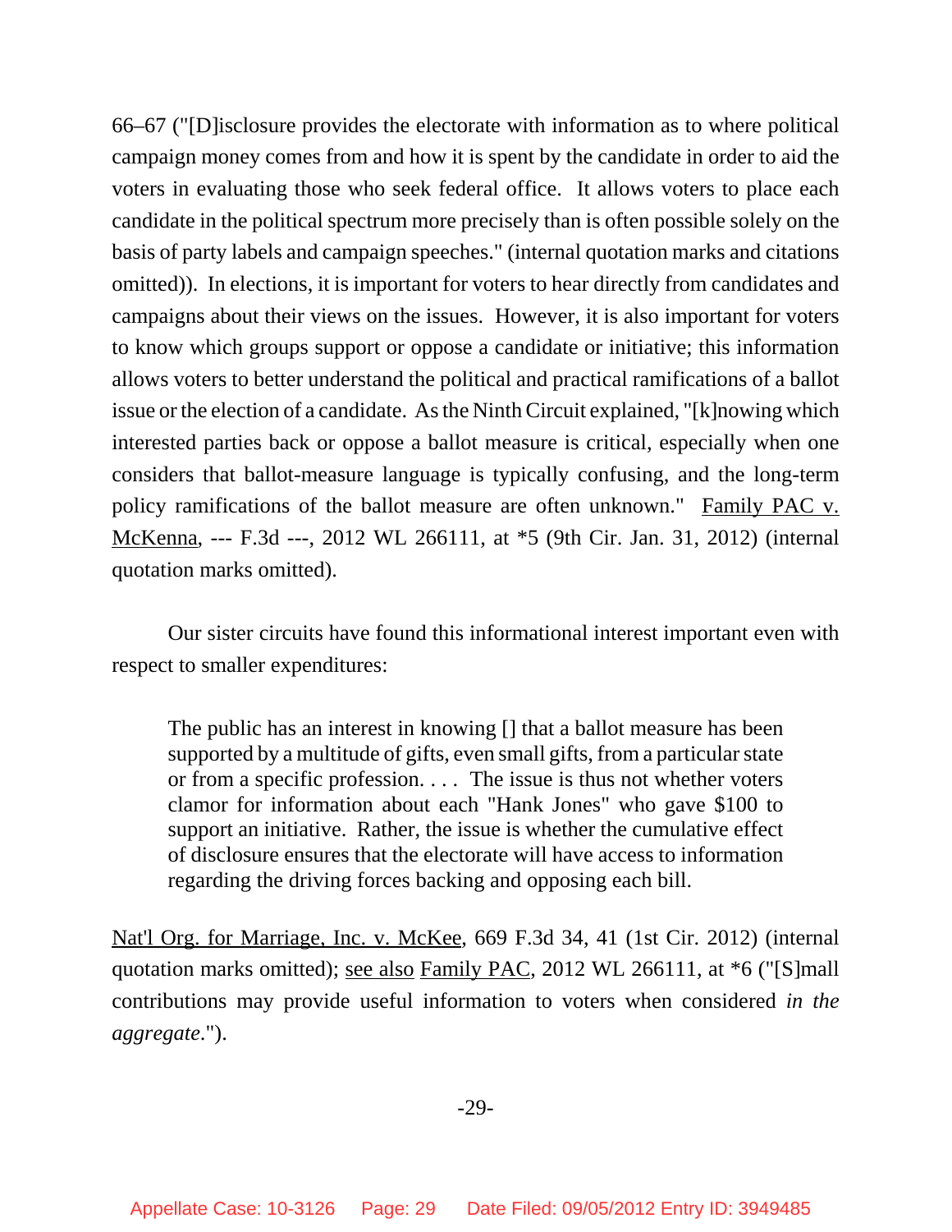66–67 ("[D]isclosure provides the electorate with information as to where political campaign money comes from and how it is spent by the candidate in order to aid the voters in evaluating those who seek federal office. It allows voters to place each candidate in the political spectrum more precisely than is often possible solely on the basis of party labels and campaign speeches." (internal quotation marks and citations omitted)). In elections, it is important for voters to hear directly from candidates and campaigns about their views on the issues. However, it is also important for voters to know which groups support or oppose a candidate or initiative; this information allows voters to better understand the political and practical ramifications of a ballot issue or the election of a candidate. As the Ninth Circuit explained, "[k]nowing which interested parties back or oppose a ballot measure is critical, especially when one considers that ballot-measure language is typically confusing, and the long-term policy ramifications of the ballot measure are often unknown." Family PAC v. McKenna, --- F.3d ---, 2012 WL 266111, at *5 (9th Cir. Jan. 31, 2012) (internal quotation marks omitted).

Our sister circuits have found this informational interest important even with respect to smaller expenditures:

> The public has an interest in knowing [] that a ballot measure has been supported by a multitude of gifts, even small gifts, from a particular state or from a specific profession. . . . The issue is thus not whether voters clamor for information about each "Hank Jones" who gave $100 to support an initiative. Rather, the issue is whether the cumulative effect of disclosure ensures that the electorate will have access to information regarding the driving forces backing and opposing each bill.

Nat'l Org. for Marriage, Inc. v. McKee, 669 F.3d 34, 41 (1st Cir. 2012) (internal quotation marks omitted); see also Family PAC, 2012 WL 266111, at *6 ("[S]mall contributions may provide useful information to voters when considered *in the aggregate*.").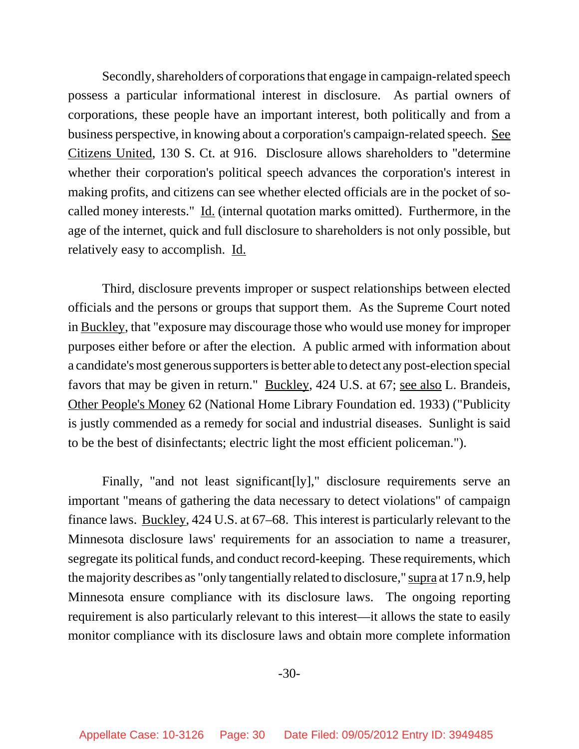Secondly, shareholders of corporations that engage in campaign-related speech possess a particular informational interest in disclosure. As partial owners of corporations, these people have an important interest, both politically and from a business perspective, in knowing about a corporation's campaign-related speech. See Citizens United, 130 S. Ct. at 916. Disclosure allows shareholders to "determine whether their corporation's political speech advances the corporation's interest in making profits, and citizens can see whether elected officials are in the pocket of so-called money interests." Id. (internal quotation marks omitted). Furthermore, in the age of the internet, quick and full disclosure to shareholders is not only possible, but relatively easy to accomplish. Id.

Third, disclosure prevents improper or suspect relationships between elected officials and the persons or groups that support them. As the Supreme Court noted in Buckley, that "exposure may discourage those who would use money for improper purposes either before or after the election. A public armed with information about a candidate's most generous supporters is better able to detect any post-election special favors that may be given in return." Buckley, 424 U.S. at 67; see also L. Brandeis, Other People's Money 62 (National Home Library Foundation ed. 1933) ("Publicity is justly commended as a remedy for social and industrial diseases. Sunlight is said to be the best of disinfectants; electric light the most efficient policeman.").

Finally, "and not least significant[ly]," disclosure requirements serve an important "means of gathering the data necessary to detect violations" of campaign finance laws. Buckley, 424 U.S. at 67–68. This interest is particularly relevant to the Minnesota disclosure laws' requirements for an association to name a treasurer, segregate its political funds, and conduct record-keeping. These requirements, which the majority describes as "only tangentially related to disclosure," supra at 17 n.9, help Minnesota ensure compliance with its disclosure laws. The ongoing reporting requirement is also particularly relevant to this interest—it allows the state to easily monitor compliance with its disclosure laws and obtain more complete information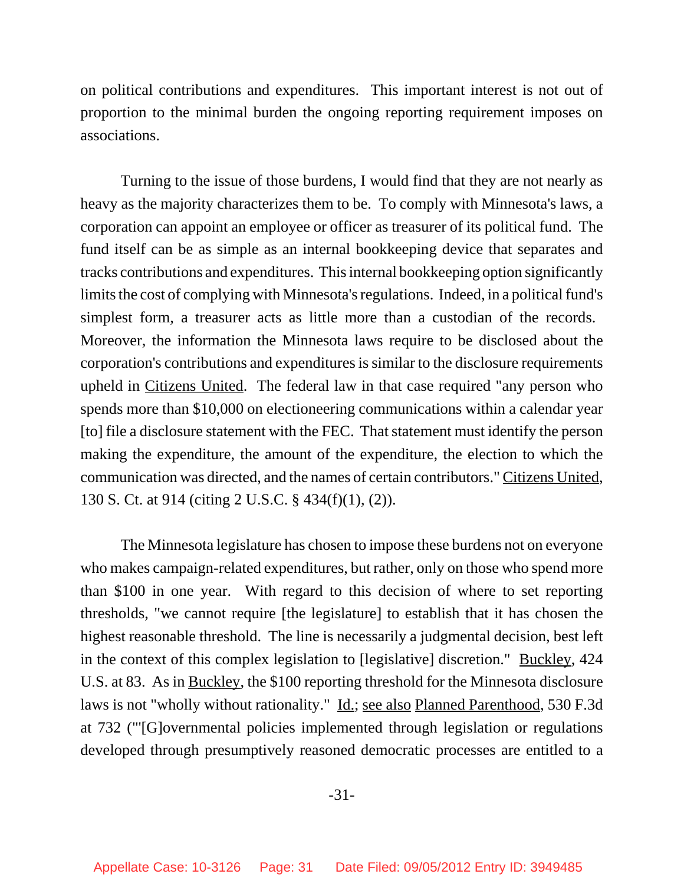on political contributions and expenditures. This important interest is not out of proportion to the minimal burden the ongoing reporting requirement imposes on associations.

Turning to the issue of those burdens, I would find that they are not nearly as heavy as the majority characterizes them to be. To comply with Minnesota's laws, a corporation can appoint an employee or officer as treasurer of its political fund. The fund itself can be as simple as an internal bookkeeping device that separates and tracks contributions and expenditures. This internal bookkeeping option significantly limits the cost of complying with Minnesota's regulations. Indeed, in a political fund's simplest form, a treasurer acts as little more than a custodian of the records. Moreover, the information the Minnesota laws require to be disclosed about the corporation's contributions and expenditures is similar to the disclosure requirements upheld in Citizens United. The federal law in that case required "any person who spends more than $10,000 on electioneering communications within a calendar year [to] file a disclosure statement with the FEC. That statement must identify the person making the expenditure, the amount of the expenditure, the election to which the communication was directed, and the names of certain contributors." Citizens United, 130 S. Ct. at 914 (citing 2 U.S.C. § 434(f)(1), (2)).

The Minnesota legislature has chosen to impose these burdens not on everyone who makes campaign-related expenditures, but rather, only on those who spend more than $100 in one year. With regard to this decision of where to set reporting thresholds, "we cannot require [the legislature] to establish that it has chosen the highest reasonable threshold. The line is necessarily a judgmental decision, best left in the context of this complex legislation to [legislative] discretion." Buckley, 424 U.S. at 83. As in Buckley, the $100 reporting threshold for the Minnesota disclosure laws is not "wholly without rationality." Id.; see also Planned Parenthood, 530 F.3d at 732 ("'[G]overnmental policies implemented through legislation or regulations developed through presumptively reasoned democratic processes are entitled to a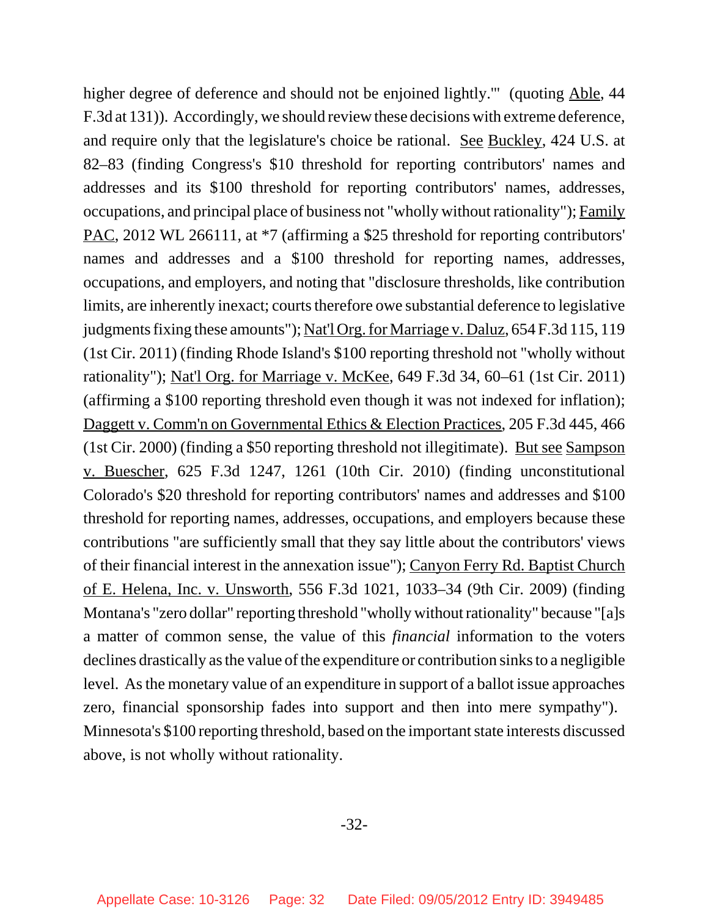higher degree of deference and should not be enjoined lightly.'" (quoting Able, 44 F.3d at 131)). Accordingly, we should review these decisions with extreme deference, and require only that the legislature's choice be rational. See Buckley, 424 U.S. at 82–83 (finding Congress's $10 threshold for reporting contributors' names and addresses and its $100 threshold for reporting contributors' names, addresses, occupations, and principal place of business not "wholly without rationality"); Family PAC, 2012 WL 266111, at *7 (affirming a $25 threshold for reporting contributors' names and addresses and a $100 threshold for reporting names, addresses, occupations, and employers, and noting that "disclosure thresholds, like contribution limits, are inherently inexact; courts therefore owe substantial deference to legislative judgments fixing these amounts"); Nat'l Org. for Marriage v. Daluz, 654 F.3d 115, 119 (1st Cir. 2011) (finding Rhode Island's $100 reporting threshold not "wholly without rationality"); Nat'l Org. for Marriage v. McKee, 649 F.3d 34, 60–61 (1st Cir. 2011) (affirming a $100 reporting threshold even though it was not indexed for inflation); Daggett v. Comm'n on Governmental Ethics & Election Practices, 205 F.3d 445, 466 (1st Cir. 2000) (finding a $50 reporting threshold not illegitimate). But see Sampson v. Buescher, 625 F.3d 1247, 1261 (10th Cir. 2010) (finding unconstitutional Colorado's $20 threshold for reporting contributors' names and addresses and $100 threshold for reporting names, addresses, occupations, and employers because these contributions "are sufficiently small that they say little about the contributors' views of their financial interest in the annexation issue"); Canyon Ferry Rd. Baptist Church of E. Helena, Inc. v. Unsworth, 556 F.3d 1021, 1033–34 (9th Cir. 2009) (finding Montana's "zero dollar" reporting threshold "wholly without rationality" because "[a]s a matter of common sense, the value of this *financial* information to the voters declines drastically as the value of the expenditure or contribution sinks to a negligible level. As the monetary value of an expenditure in support of a ballot issue approaches zero, financial sponsorship fades into support and then into mere sympathy"). Minnesota's $100 reporting threshold, based on the important state interests discussed above, is not wholly without rationality.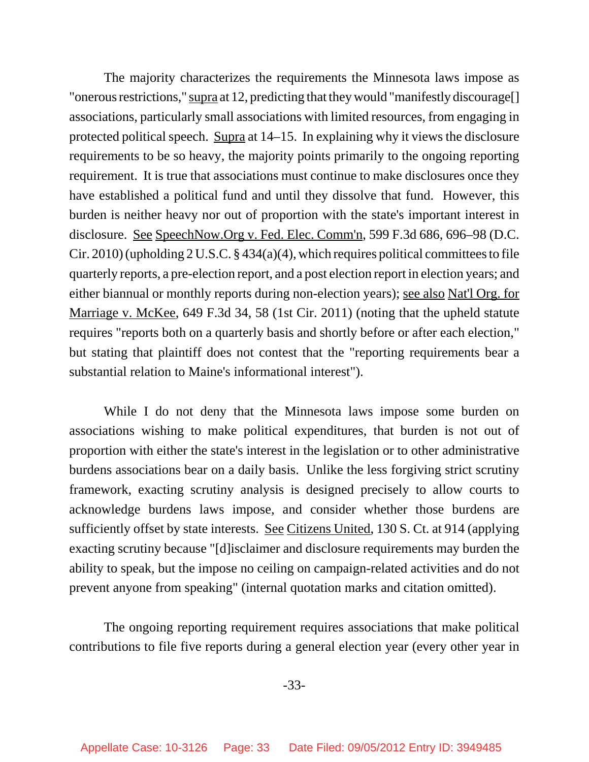The majority characterizes the requirements the Minnesota laws impose as "onerous restrictions," supra at 12, predicting that they would "manifestly discourage[] associations, particularly small associations with limited resources, from engaging in protected political speech. Supra at 14–15. In explaining why it views the disclosure requirements to be so heavy, the majority points primarily to the ongoing reporting requirement. It is true that associations must continue to make disclosures once they have established a political fund and until they dissolve that fund. However, this burden is neither heavy nor out of proportion with the state's important interest in disclosure. See SpeechNow.Org v. Fed. Elec. Comm'n, 599 F.3d 686, 696–98 (D.C. Cir. 2010) (upholding 2 U.S.C. § 434(a)(4), which requires political committees to file quarterly reports, a pre-election report, and a post election report in election years; and either biannual or monthly reports during non-election years); see also Nat'l Org. for Marriage v. McKee, 649 F.3d 34, 58 (1st Cir. 2011) (noting that the upheld statute requires "reports both on a quarterly basis and shortly before or after each election," but stating that plaintiff does not contest that the "reporting requirements bear a substantial relation to Maine's informational interest").

While I do not deny that the Minnesota laws impose some burden on associations wishing to make political expenditures, that burden is not out of proportion with either the state's interest in the legislation or to other administrative burdens associations bear on a daily basis. Unlike the less forgiving strict scrutiny framework, exacting scrutiny analysis is designed precisely to allow courts to acknowledge burdens laws impose, and consider whether those burdens are sufficiently offset by state interests. See Citizens United, 130 S. Ct. at 914 (applying exacting scrutiny because "[d]isclaimer and disclosure requirements may burden the ability to speak, but the impose no ceiling on campaign-related activities and do not prevent anyone from speaking" (internal quotation marks and citation omitted).

The ongoing reporting requirement requires associations that make political contributions to file five reports during a general election year (every other year in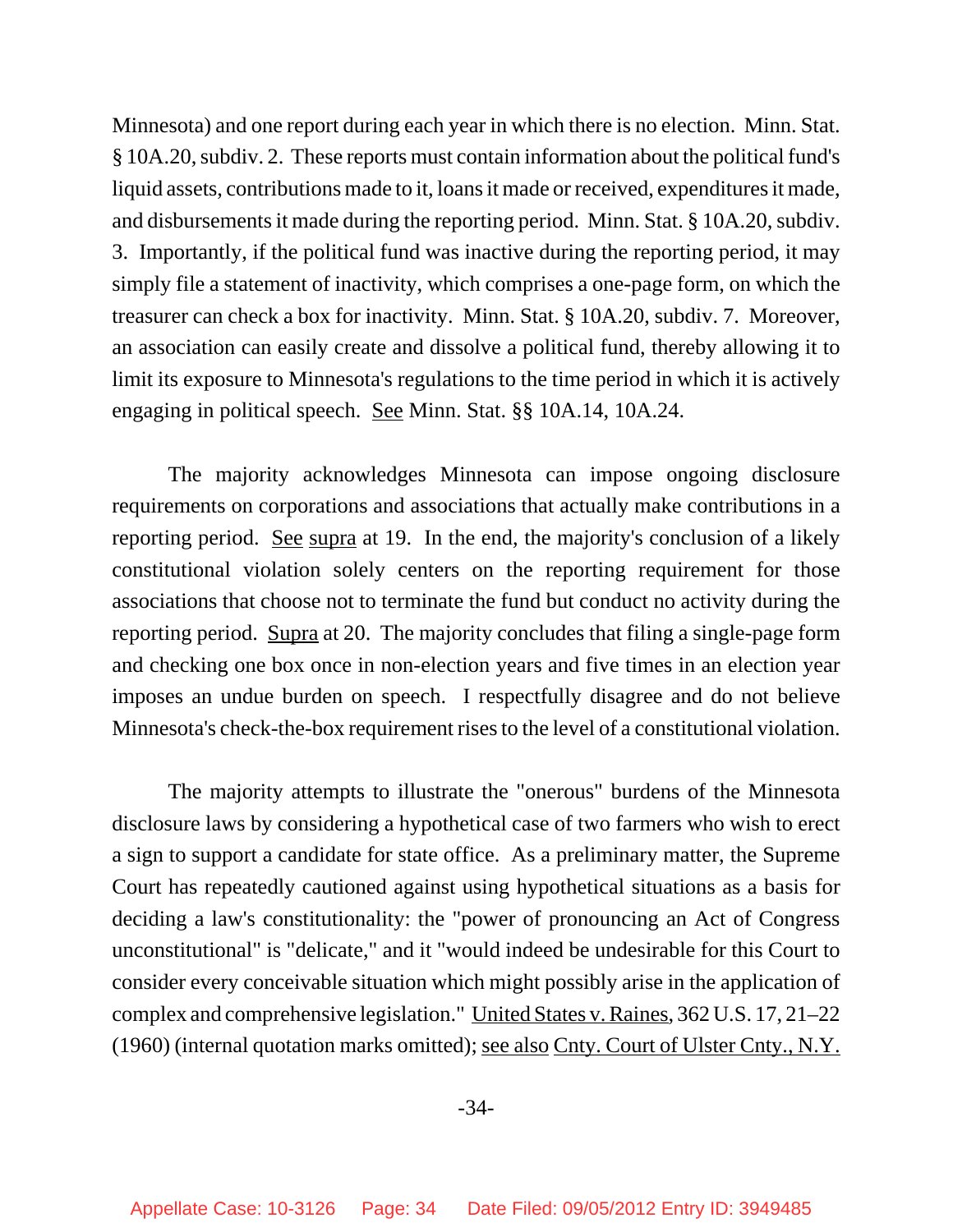Minnesota) and one report during each year in which there is no election. Minn. Stat. § 10A.20, subdiv. 2. These reports must contain information about the political fund's liquid assets, contributions made to it, loans it made or received, expenditures it made, and disbursements it made during the reporting period. Minn. Stat. § 10A.20, subdiv. 3. Importantly, if the political fund was inactive during the reporting period, it may simply file a statement of inactivity, which comprises a one-page form, on which the treasurer can check a box for inactivity. Minn. Stat. § 10A.20, subdiv. 7. Moreover, an association can easily create and dissolve a political fund, thereby allowing it to limit its exposure to Minnesota's regulations to the time period in which it is actively engaging in political speech. See Minn. Stat. §§ 10A.14, 10A.24.

The majority acknowledges Minnesota can impose ongoing disclosure requirements on corporations and associations that actually make contributions in a reporting period. See supra at 19. In the end, the majority's conclusion of a likely constitutional violation solely centers on the reporting requirement for those associations that choose not to terminate the fund but conduct no activity during the reporting period. Supra at 20. The majority concludes that filing a single-page form and checking one box once in non-election years and five times in an election year imposes an undue burden on speech. I respectfully disagree and do not believe Minnesota's check-the-box requirement rises to the level of a constitutional violation.

The majority attempts to illustrate the "onerous" burdens of the Minnesota disclosure laws by considering a hypothetical case of two farmers who wish to erect a sign to support a candidate for state office. As a preliminary matter, the Supreme Court has repeatedly cautioned against using hypothetical situations as a basis for deciding a law's constitutionality: the "power of pronouncing an Act of Congress unconstitutional" is "delicate," and it "would indeed be undesirable for this Court to consider every conceivable situation which might possibly arise in the application of complex and comprehensive legislation." United States v. Raines, 362 U.S. 17, 21–22 (1960) (internal quotation marks omitted); see also Cnty. Court of Ulster Cnty., N.Y.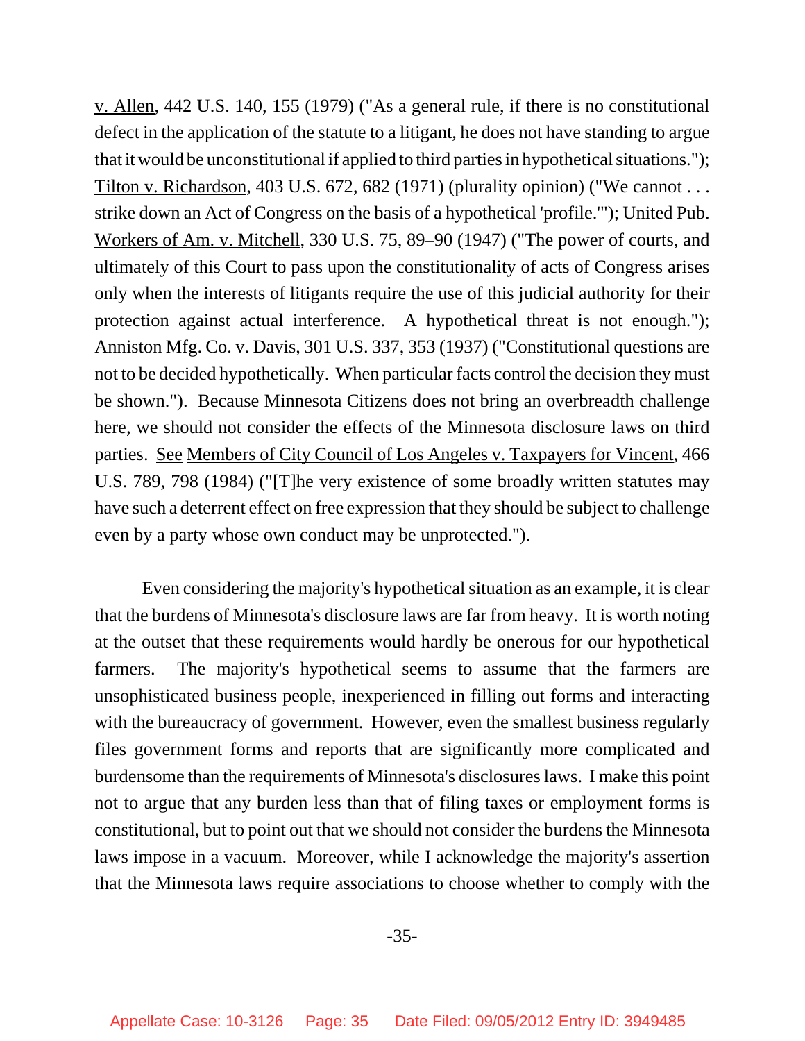v. Allen, 442 U.S. 140, 155 (1979) ("As a general rule, if there is no constitutional defect in the application of the statute to a litigant, he does not have standing to argue that it would be unconstitutional if applied to third parties in hypothetical situations."); Tilton v. Richardson, 403 U.S. 672, 682 (1971) (plurality opinion) ("We cannot . . . strike down an Act of Congress on the basis of a hypothetical 'profile.'"); United Pub. Workers of Am. v. Mitchell, 330 U.S. 75, 89–90 (1947) ("The power of courts, and ultimately of this Court to pass upon the constitutionality of acts of Congress arises only when the interests of litigants require the use of this judicial authority for their protection against actual interference. A hypothetical threat is not enough."); Anniston Mfg. Co. v. Davis, 301 U.S. 337, 353 (1937) ("Constitutional questions are not to be decided hypothetically. When particular facts control the decision they must be shown."). Because Minnesota Citizens does not bring an overbreadth challenge here, we should not consider the effects of the Minnesota disclosure laws on third parties. See Members of City Council of Los Angeles v. Taxpayers for Vincent, 466 U.S. 789, 798 (1984) ("[T]he very existence of some broadly written statutes may have such a deterrent effect on free expression that they should be subject to challenge even by a party whose own conduct may be unprotected.").

Even considering the majority's hypothetical situation as an example, it is clear that the burdens of Minnesota's disclosure laws are far from heavy. It is worth noting at the outset that these requirements would hardly be onerous for our hypothetical farmers. The majority's hypothetical seems to assume that the farmers are unsophisticated business people, inexperienced in filling out forms and interacting with the bureaucracy of government. However, even the smallest business regularly files government forms and reports that are significantly more complicated and burdensome than the requirements of Minnesota's disclosures laws. I make this point not to argue that any burden less than that of filing taxes or employment forms is constitutional, but to point out that we should not consider the burdens the Minnesota laws impose in a vacuum. Moreover, while I acknowledge the majority's assertion that the Minnesota laws require associations to choose whether to comply with the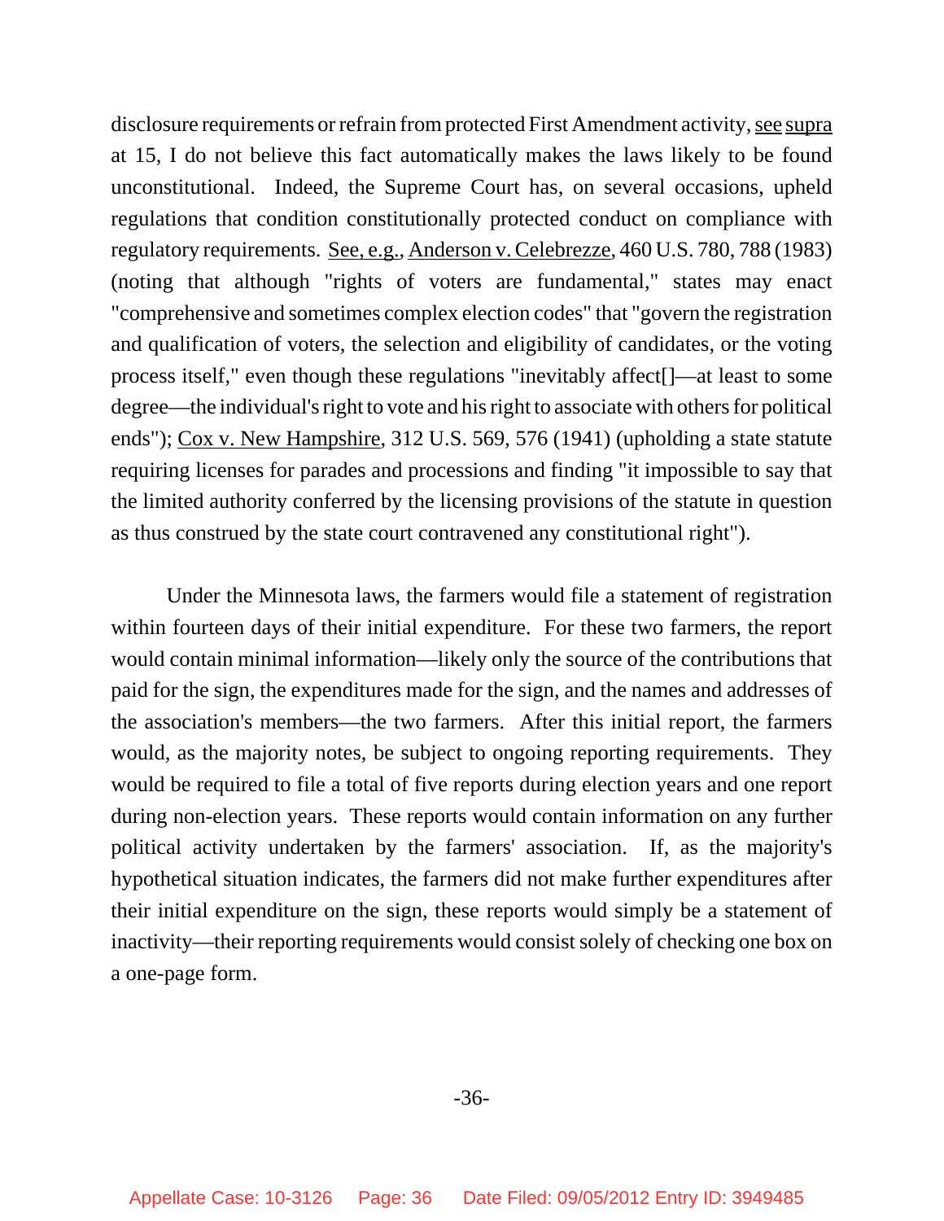disclosure requirements or refrain from protected First Amendment activity, see supra at 15, I do not believe this fact automatically makes the laws likely to be found unconstitutional. Indeed, the Supreme Court has, on several occasions, upheld regulations that condition constitutionally protected conduct on compliance with regulatory requirements. See, e.g., Anderson v. Celebrezze, 460 U.S. 780, 788 (1983) (noting that although "rights of voters are fundamental," states may enact "comprehensive and sometimes complex election codes" that "govern the registration and qualification of voters, the selection and eligibility of candidates, or the voting process itself," even though these regulations "inevitably affect[]—at least to some degree—the individual's right to vote and his right to associate with others for political ends"); Cox v. New Hampshire, 312 U.S. 569, 576 (1941) (upholding a state statute requiring licenses for parades and processions and finding "it impossible to say that the limited authority conferred by the licensing provisions of the statute in question as thus construed by the state court contravened any constitutional right").

Under the Minnesota laws, the farmers would file a statement of registration within fourteen days of their initial expenditure. For these two farmers, the report would contain minimal information—likely only the source of the contributions that paid for the sign, the expenditures made for the sign, and the names and addresses of the association's members—the two farmers. After this initial report, the farmers would, as the majority notes, be subject to ongoing reporting requirements. They would be required to file a total of five reports during election years and one report during non-election years. These reports would contain information on any further political activity undertaken by the farmers' association. If, as the majority's hypothetical situation indicates, the farmers did not make further expenditures after their initial expenditure on the sign, these reports would simply be a statement of inactivity—their reporting requirements would consist solely of checking one box on a one-page form.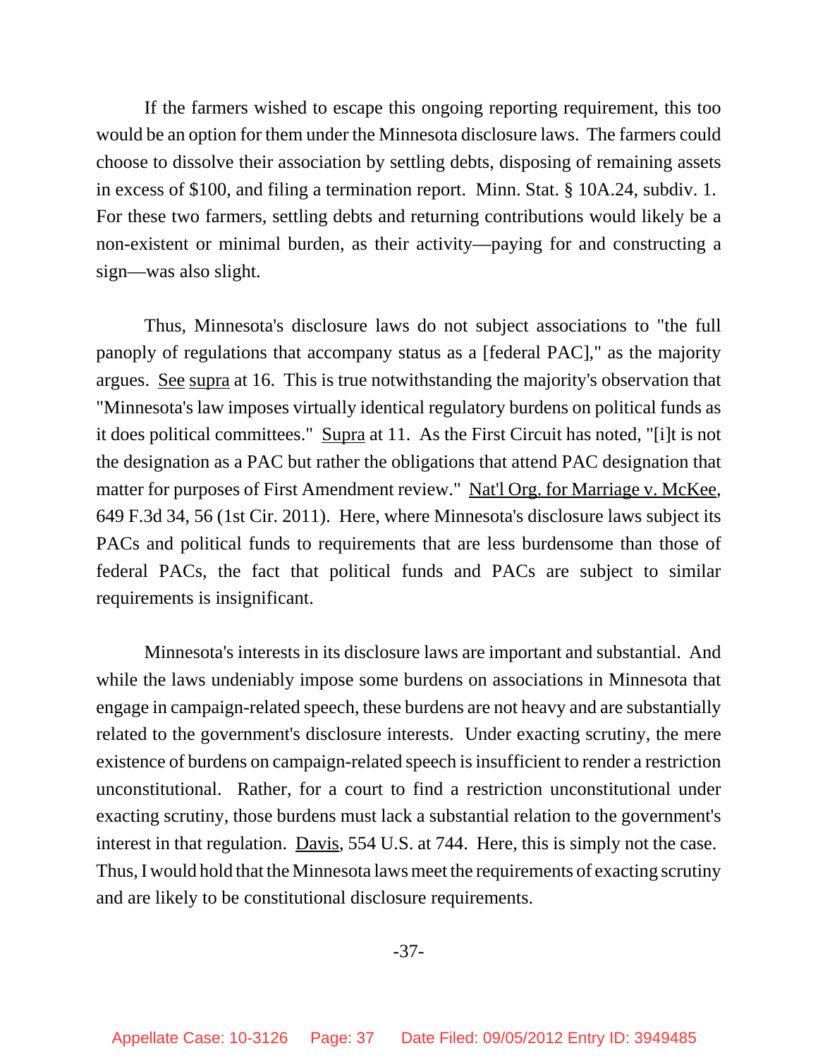If the farmers wished to escape this ongoing reporting requirement, this too would be an option for them under the Minnesota disclosure laws. The farmers could choose to dissolve their association by settling debts, disposing of remaining assets in excess of $100, and filing a termination report. Minn. Stat. § 10A.24, subdiv. 1. For these two farmers, settling debts and returning contributions would likely be a non-existent or minimal burden, as their activity—paying for and constructing a sign—was also slight.

Thus, Minnesota's disclosure laws do not subject associations to "the full panoply of regulations that accompany status as a [federal PAC]," as the majority argues. See supra at 16. This is true notwithstanding the majority's observation that "Minnesota's law imposes virtually identical regulatory burdens on political funds as it does political committees." Supra at 11. As the First Circuit has noted, "[i]t is not the designation as a PAC but rather the obligations that attend PAC designation that matter for purposes of First Amendment review." Nat'l Org. for Marriage v. McKee, 649 F.3d 34, 56 (1st Cir. 2011). Here, where Minnesota's disclosure laws subject its PACs and political funds to requirements that are less burdensome than those of federal PACs, the fact that political funds and PACs are subject to similar requirements is insignificant.

Minnesota's interests in its disclosure laws are important and substantial. And while the laws undeniably impose some burdens on associations in Minnesota that engage in campaign-related speech, these burdens are not heavy and are substantially related to the government's disclosure interests. Under exacting scrutiny, the mere existence of burdens on campaign-related speech is insufficient to render a restriction unconstitutional. Rather, for a court to find a restriction unconstitutional under exacting scrutiny, those burdens must lack a substantial relation to the government's interest in that regulation. Davis, 554 U.S. at 744. Here, this is simply not the case. Thus, I would hold that the Minnesota laws meet the requirements of exacting scrutiny and are likely to be constitutional disclosure requirements.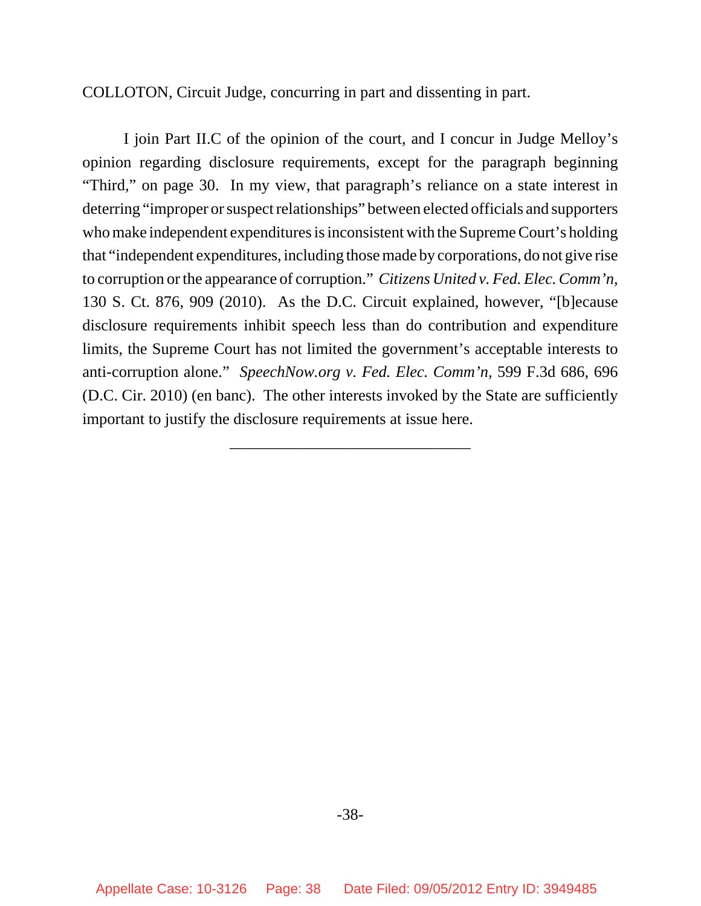COLLOTON, Circuit Judge, concurring in part and dissenting in part.

I join Part II.C of the opinion of the court, and I concur in Judge Melloy's opinion regarding disclosure requirements, except for the paragraph beginning "Third," on page 30. In my view, that paragraph's reliance on a state interest in deterring "improper or suspect relationships" between elected officials and supporters who make independent expenditures is inconsistent with the Supreme Court's holding that "independent expenditures, including those made by corporations, do not give rise to corruption or the appearance of corruption." *Citizens United v. Fed. Elec. Comm'n*, 130 S. Ct. 876, 909 (2010). As the D.C. Circuit explained, however, "[b]ecause disclosure requirements inhibit speech less than do contribution and expenditure limits, the Supreme Court has not limited the government's acceptable interests to anti-corruption alone." *SpeechNow.org v. Fed. Elec. Comm'n*, 599 F.3d 686, 696 (D.C. Cir. 2010) (en banc). The other interests invoked by the State are sufficiently important to justify the disclosure requirements at issue here.

______________________________